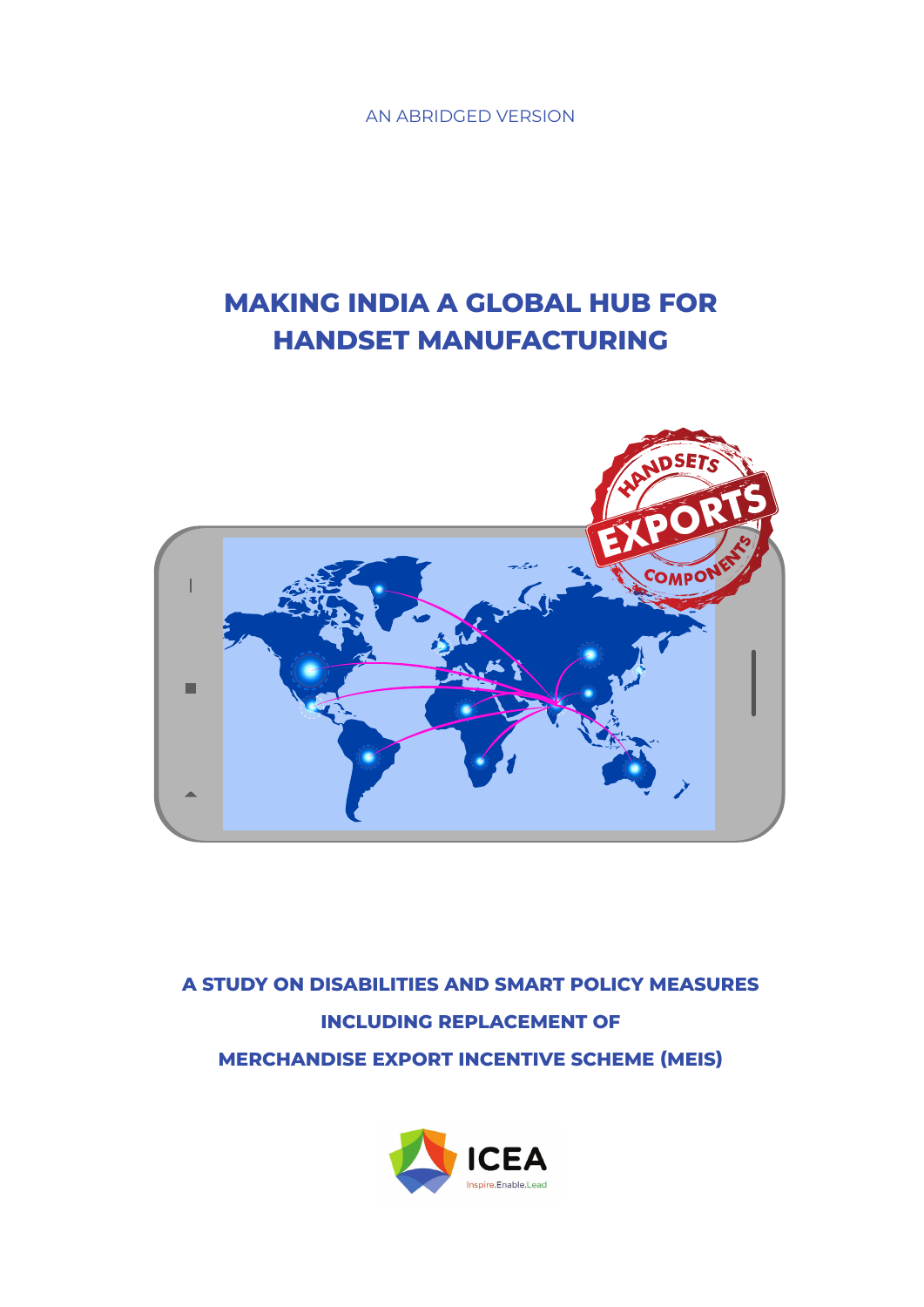AN ABRIDGED VERSION

# MAKING INDIA A GLOBAL HUB FOR HANDSET MANUFACTURING

## A STUDY ON DISABILITIES AND SMART POLICY MEASURES INCLUDING REPLACEMENT OF MERCHANDISE EXPORT INCENTIVE SCHEME (MEIS)

ICEA

Inspire.Enable.Lead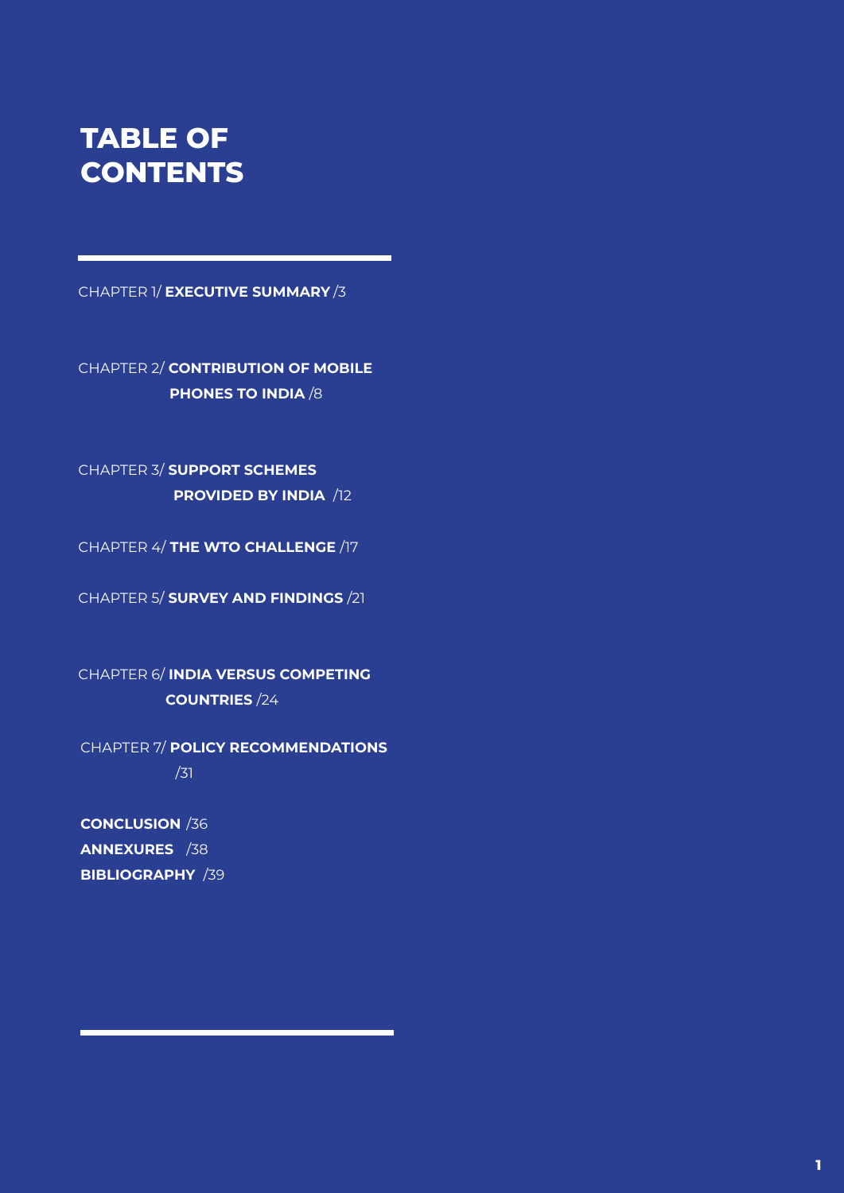# TABLE OF CONTENTS

CHAPTER 1/ **EXECUTIVE SUMMARY** /3

CHAPTER 2/ **CONTRIBUTION OF MOBILE PHONES TO INDIA** /8

CHAPTER 3/ **SUPPORT SCHEMES PROVIDED BY INDIA** /12

CHAPTER 4/ **THE WTO CHALLENGE** /17

CHAPTER 5/ **SURVEY AND FINDINGS** /21

CHAPTER 6/ **INDIA VERSUS COMPETING COUNTRIES** /24

CHAPTER 7/ **POLICY RECOMMENDATIONS** /31

**CONCLUSION** /36

**ANNEXURES** /38

**BIBLIOGRAPHY** /39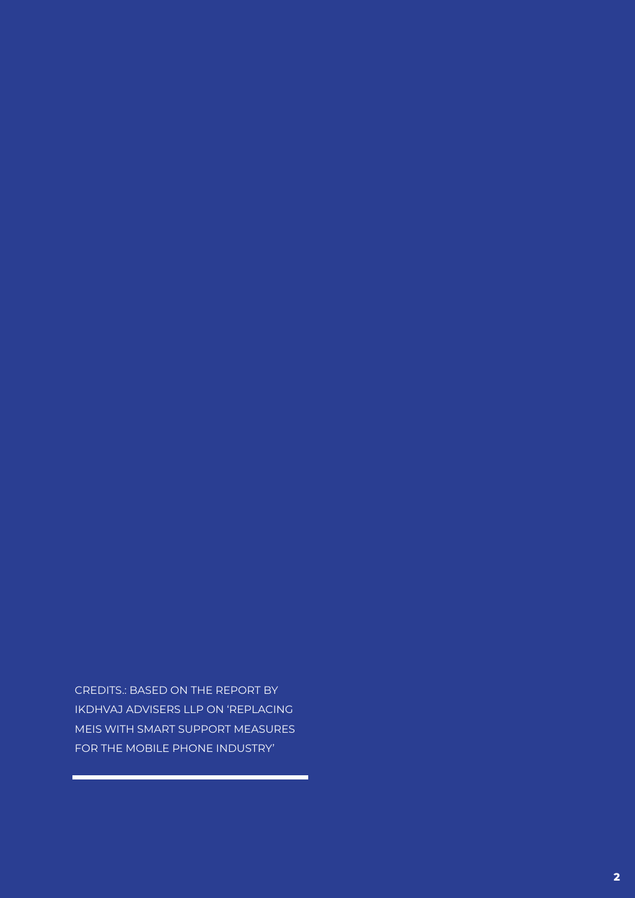CREDITS.: BASED ON THE REPORT BY IKDHVAJ ADVISERS LLP ON 'REPLACING MEIS WITH SMART SUPPORT MEASURES FOR THE MOBILE PHONE INDUSTRY'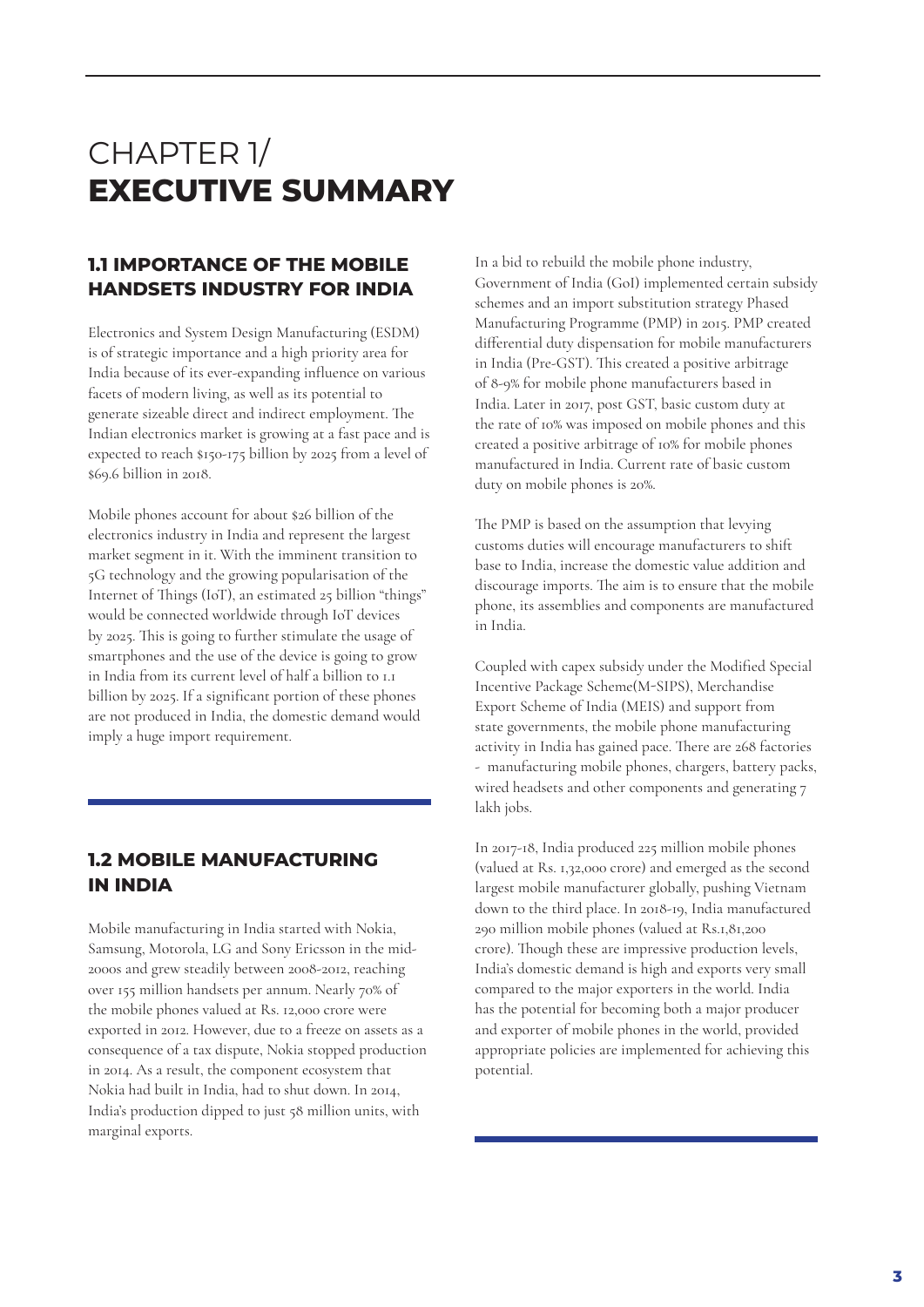# CHAPTER 1/ **EXECUTIVE SUMMARY**

## 1.1 IMPORTANCE OF THE MOBILE HANDSETS INDUSTRY FOR INDIA

Electronics and System Design Manufacturing (ESDM) is of strategic importance and a high priority area for India because of its ever-expanding influence on various facets of modern living, as well as its potential to generate sizeable direct and indirect employment. The Indian electronics market is growing at a fast pace and is expected to reach $150-175 billion by 2025 from a level of $69.6 billion in 2018.

Mobile phones account for about $26 billion of the electronics industry in India and represent the largest market segment in it. With the imminent transition to 5G technology and the growing popularisation of the Internet of Things (IoT), an estimated 25 billion "things" would be connected worldwide through IoT devices by 2025. This is going to further stimulate the usage of smartphones and the use of the device is going to grow in India from its current level of half a billion to 1.1 billion by 2025. If a significant portion of these phones are not produced in India, the domestic demand would imply a huge import requirement.

## 1.2 MOBILE MANUFACTURING IN INDIA

Mobile manufacturing in India started with Nokia, Samsung, Motorola, LG and Sony Ericsson in the mid-2000s and grew steadily between 2008-2012, reaching over 155 million handsets per annum. Nearly 70% of the mobile phones valued at Rs. 12,000 crore were exported in 2012. However, due to a freeze on assets as a consequence of a tax dispute, Nokia stopped production in 2014. As a result, the component ecosystem that Nokia had built in India, had to shut down. In 2014, India's production dipped to just 58 million units, with marginal exports.

In a bid to rebuild the mobile phone industry, Government of India (GoI) implemented certain subsidy schemes and an import substitution strategy Phased Manufacturing Programme (PMP) in 2015. PMP created differential duty dispensation for mobile manufacturers in India (Pre-GST). This created a positive arbitrage of 8-9% for mobile phone manufacturers based in India. Later in 2017, post GST, basic custom duty at the rate of 10% was imposed on mobile phones and this created a positive arbitrage of 10% for mobile phones manufactured in India. Current rate of basic custom duty on mobile phones is 20%.

The PMP is based on the assumption that levying customs duties will encourage manufacturers to shift base to India, increase the domestic value addition and discourage imports. The aim is to ensure that the mobile phone, its assemblies and components are manufactured in India.

Coupled with capex subsidy under the Modified Special Incentive Package Scheme(M-SIPS), Merchandise Export Scheme of India (MEIS) and support from state governments, the mobile phone manufacturing activity in India has gained pace. There are 268 factories - manufacturing mobile phones, chargers, battery packs, wired headsets and other components and generating 7 lakh jobs.

In 2017-18, India produced 225 million mobile phones (valued at Rs. 1,32,000 crore) and emerged as the second largest mobile manufacturer globally, pushing Vietnam down to the third place. In 2018-19, India manufactured 290 million mobile phones (valued at Rs.1,81,200 crore). Though these are impressive production levels, India's domestic demand is high and exports very small compared to the major exporters in the world. India has the potential for becoming both a major producer and exporter of mobile phones in the world, provided appropriate policies are implemented for achieving this potential.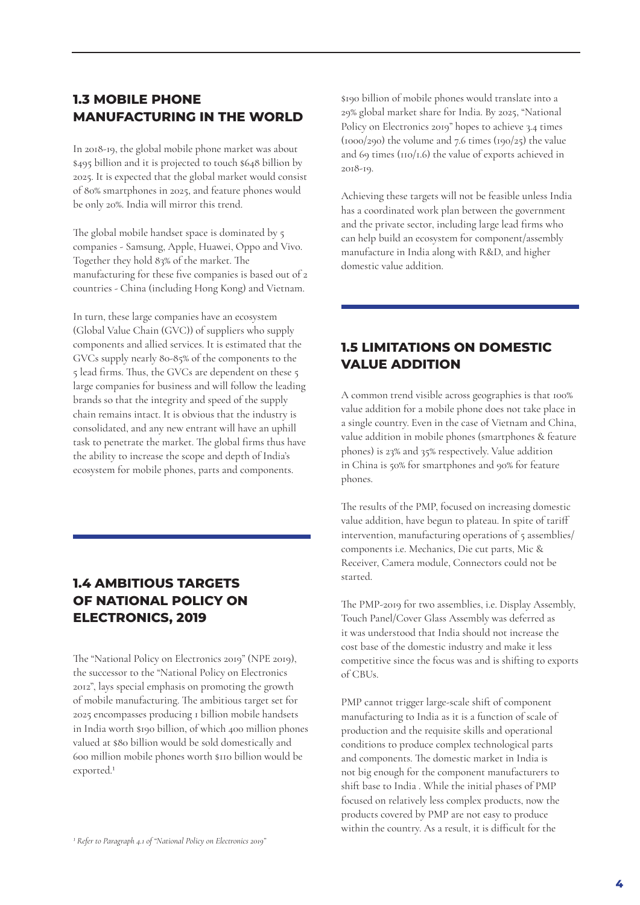## 1.3 MOBILE PHONE MANUFACTURING IN THE WORLD

In 2018-19, the global mobile phone market was about \$495 billion and it is projected to touch \$648 billion by 2025. It is expected that the global market would consist of 80% smartphones in 2025, and feature phones would be only 20%. India will mirror this trend.

The global mobile handset space is dominated by 5 companies - Samsung, Apple, Huawei, Oppo and Vivo. Together they hold 83% of the market. The manufacturing for these five companies is based out of 2 countries - China (including Hong Kong) and Vietnam.

In turn, these large companies have an ecosystem (Global Value Chain (GVC)) of suppliers who supply components and allied services. It is estimated that the GVCs supply nearly 80-85% of the components to the 5 lead firms. Thus, the GVCs are dependent on these 5 large companies for business and will follow the leading brands so that the integrity and speed of the supply chain remains intact. It is obvious that the industry is consolidated, and any new entrant will have an uphill task to penetrate the market. The global firms thus have the ability to increase the scope and depth of India's ecosystem for mobile phones, parts and components.

## 1.4 AMBITIOUS TARGETS OF NATIONAL POLICY ON ELECTRONICS, 2019

The "National Policy on Electronics 2019" (NPE 2019), the successor to the "National Policy on Electronics 2012", lays special emphasis on promoting the growth of mobile manufacturing. The ambitious target set for 2025 encompasses producing 1 billion mobile handsets in India worth \$190 billion, of which 400 million phones valued at \$80 billion would be sold domestically and 600 million mobile phones worth \$110 billion would be exported.[1]

\$190 billion of mobile phones would translate into a 29% global market share for India. By 2025, "National Policy on Electronics 2019" hopes to achieve 3.4 times (1000/290) the volume and 7.6 times (190/25) the value and 69 times (110/1.6) the value of exports achieved in 2018-19.

Achieving these targets will not be feasible unless India has a coordinated work plan between the government and the private sector, including large lead firms who can help build an ecosystem for component/assembly manufacture in India along with R&D, and higher domestic value addition.

## 1.5 LIMITATIONS ON DOMESTIC VALUE ADDITION

A common trend visible across geographies is that 100% value addition for a mobile phone does not take place in a single country. Even in the case of Vietnam and China, value addition in mobile phones (smartphones & feature phones) is 23% and 35% respectively. Value addition in China is 50% for smartphones and 90% for feature phones.

The results of the PMP, focused on increasing domestic value addition, have begun to plateau. In spite of tariff intervention, manufacturing operations of 5 assemblies/ components i.e. Mechanics, Die cut parts, Mic & Receiver, Camera module, Connectors could not be started.

The PMP-2019 for two assemblies, i.e. Display Assembly, Touch Panel/Cover Glass Assembly was deferred as it was understood that India should not increase the cost base of the domestic industry and make it less competitive since the focus was and is shifting to exports of CBUs.

PMP cannot trigger large-scale shift of component manufacturing to India as it is a function of scale of production and the requisite skills and operational conditions to produce complex technological parts and components. The domestic market in India is not big enough for the component manufacturers to shift base to India . While the initial phases of PMP focused on relatively less complex products, now the products covered by PMP are not easy to produce within the country. As a result, it is difficult for the

[1] *Refer to Paragraph 4.1 of "National Policy on Electronics 2019"*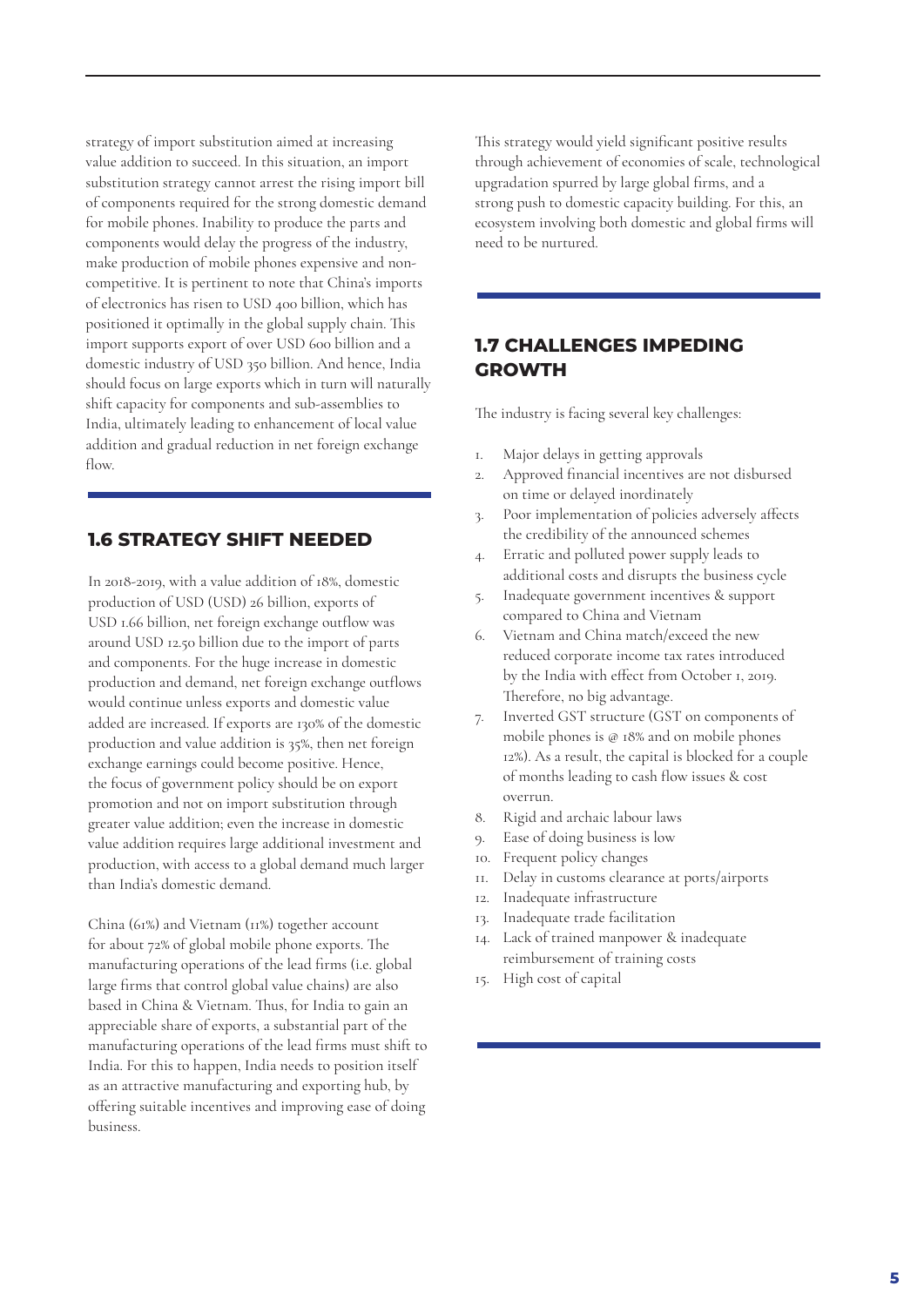strategy of import substitution aimed at increasing value addition to succeed. In this situation, an import substitution strategy cannot arrest the rising import bill of components required for the strong domestic demand for mobile phones. Inability to produce the parts and components would delay the progress of the industry, make production of mobile phones expensive and non-competitive. It is pertinent to note that China's imports of electronics has risen to USD 400 billion, which has positioned it optimally in the global supply chain. This import supports export of over USD 600 billion and a domestic industry of USD 350 billion. And hence, India should focus on large exports which in turn will naturally shift capacity for components and sub-assemblies to India, ultimately leading to enhancement of local value addition and gradual reduction in net foreign exchange flow.

## 1.6 STRATEGY SHIFT NEEDED

In 2018-2019, with a value addition of 18%, domestic production of USD (USD) 26 billion, exports of USD 1.66 billion, net foreign exchange outflow was around USD 12.50 billion due to the import of parts and components. For the huge increase in domestic production and demand, net foreign exchange outflows would continue unless exports and domestic value added are increased. If exports are 130% of the domestic production and value addition is 35%, then net foreign exchange earnings could become positive. Hence, the focus of government policy should be on export promotion and not on import substitution through greater value addition; even the increase in domestic value addition requires large additional investment and production, with access to a global demand much larger than India's domestic demand.

China (61%) and Vietnam (11%) together account for about 72% of global mobile phone exports. The manufacturing operations of the lead firms (i.e. global large firms that control global value chains) are also based in China & Vietnam. Thus, for India to gain an appreciable share of exports, a substantial part of the manufacturing operations of the lead firms must shift to India. For this to happen, India needs to position itself as an attractive manufacturing and exporting hub, by offering suitable incentives and improving ease of doing business.

This strategy would yield significant positive results through achievement of economies of scale, technological upgradation spurred by large global firms, and a strong push to domestic capacity building. For this, an ecosystem involving both domestic and global firms will need to be nurtured.

## 1.7 CHALLENGES IMPEDING GROWTH

The industry is facing several key challenges:

1. Major delays in getting approvals
2. Approved financial incentives are not disbursed on time or delayed inordinately
3. Poor implementation of policies adversely affects the credibility of the announced schemes
4. Erratic and polluted power supply leads to additional costs and disrupts the business cycle
5. Inadequate government incentives & support compared to China and Vietnam
6. Vietnam and China match/exceed the new reduced corporate income tax rates introduced by the India with effect from October 1, 2019. Therefore, no big advantage.
7. Inverted GST structure (GST on components of mobile phones is @ 18% and on mobile phones 12%). As a result, the capital is blocked for a couple of months leading to cash flow issues & cost overrun.
8. Rigid and archaic labour laws
9. Ease of doing business is low
10. Frequent policy changes
11. Delay in customs clearance at ports/airports
12. Inadequate infrastructure
13. Inadequate trade facilitation
14. Lack of trained manpower & inadequate reimbursement of training costs
15. High cost of capital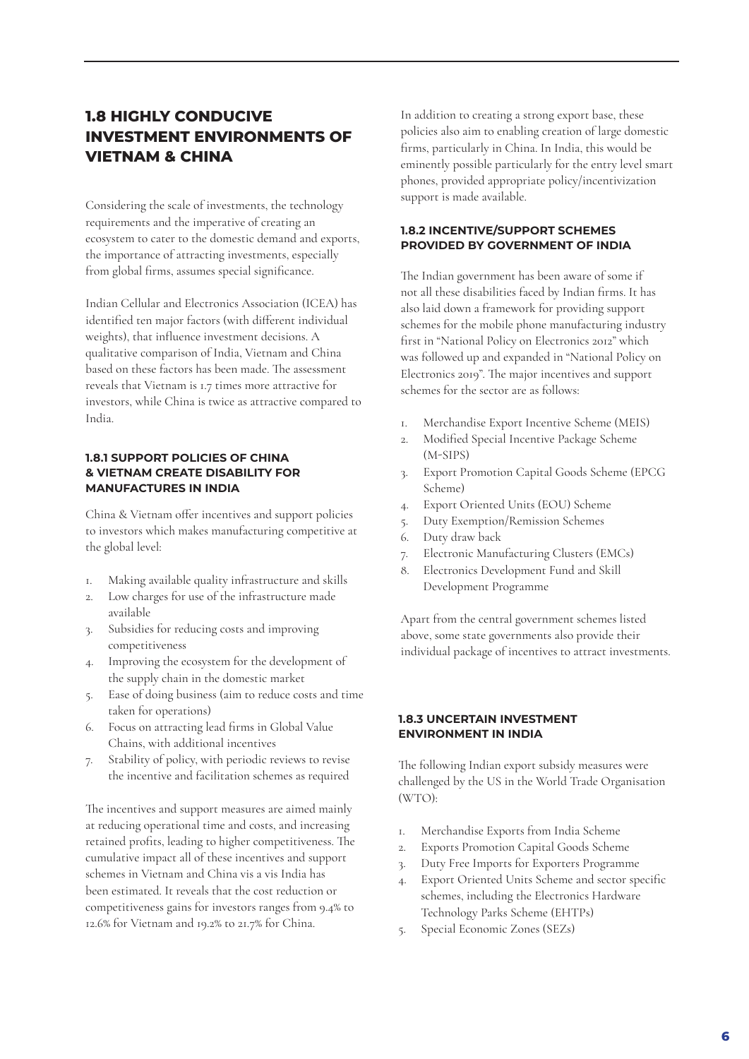## 1.8 HIGHLY CONDUCIVE INVESTMENT ENVIRONMENTS OF VIETNAM & CHINA

Considering the scale of investments, the technology requirements and the imperative of creating an ecosystem to cater to the domestic demand and exports, the importance of attracting investments, especially from global firms, assumes special significance.

Indian Cellular and Electronics Association (ICEA) has identified ten major factors (with different individual weights), that influence investment decisions. A qualitative comparison of India, Vietnam and China based on these factors has been made. The assessment reveals that Vietnam is 1.7 times more attractive for investors, while China is twice as attractive compared to India.

### 1.8.1 SUPPORT POLICIES OF CHINA & VIETNAM CREATE DISABILITY FOR MANUFACTURES IN INDIA

China & Vietnam offer incentives and support policies to investors which makes manufacturing competitive at the global level:

1. Making available quality infrastructure and skills
2. Low charges for use of the infrastructure made available
3. Subsidies for reducing costs and improving competitiveness
4. Improving the ecosystem for the development of the supply chain in the domestic market
5. Ease of doing business (aim to reduce costs and time taken for operations)
6. Focus on attracting lead firms in Global Value Chains, with additional incentives
7. Stability of policy, with periodic reviews to revise the incentive and facilitation schemes as required

The incentives and support measures are aimed mainly at reducing operational time and costs, and increasing retained profits, leading to higher competitiveness. The cumulative impact all of these incentives and support schemes in Vietnam and China vis a vis India has been estimated. It reveals that the cost reduction or competitiveness gains for investors ranges from 9.4% to 12.6% for Vietnam and 19.2% to 21.7% for China.

In addition to creating a strong export base, these policies also aim to enabling creation of large domestic firms, particularly in China. In India, this would be eminently possible particularly for the entry level smart phones, provided appropriate policy/incentivization support is made available.

### 1.8.2 INCENTIVE/SUPPORT SCHEMES PROVIDED BY GOVERNMENT OF INDIA

The Indian government has been aware of some if not all these disabilities faced by Indian firms. It has also laid down a framework for providing support schemes for the mobile phone manufacturing industry first in "National Policy on Electronics 2012" which was followed up and expanded in "National Policy on Electronics 2019". The major incentives and support schemes for the sector are as follows:

1. Merchandise Export Incentive Scheme (MEIS)
2. Modified Special Incentive Package Scheme (M-SIPS)
3. Export Promotion Capital Goods Scheme (EPCG Scheme)
4. Export Oriented Units (EOU) Scheme
5. Duty Exemption/Remission Schemes
6. Duty draw back
7. Electronic Manufacturing Clusters (EMCs)
8. Electronics Development Fund and Skill Development Programme

Apart from the central government schemes listed above, some state governments also provide their individual package of incentives to attract investments.

### 1.8.3 UNCERTAIN INVESTMENT ENVIRONMENT IN INDIA

The following Indian export subsidy measures were challenged by the US in the World Trade Organisation (WTO):

1. Merchandise Exports from India Scheme
2. Exports Promotion Capital Goods Scheme
3. Duty Free Imports for Exporters Programme
4. Export Oriented Units Scheme and sector specific schemes, including the Electronics Hardware Technology Parks Scheme (EHTPs)
5. Special Economic Zones (SEZs)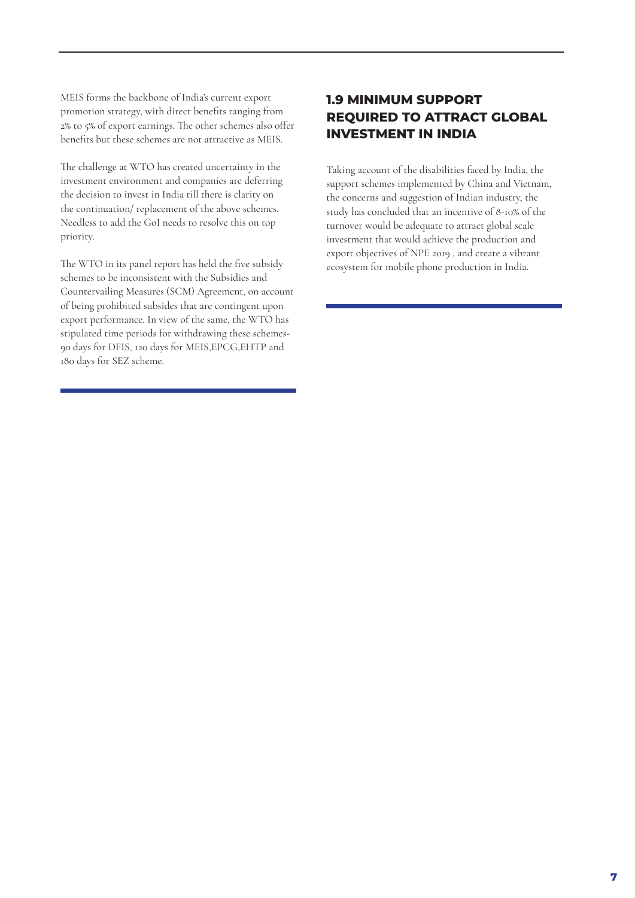MEIS forms the backbone of India's current export promotion strategy, with direct benefits ranging from 2% to 5% of export earnings. The other schemes also offer benefits but these schemes are not attractive as MEIS.

The challenge at WTO has created uncertainty in the investment environment and companies are deferring the decision to invest in India till there is clarity on the continuation/ replacement of the above schemes. Needless to add the GoI needs to resolve this on top priority.

The WTO in its panel report has held the five subsidy schemes to be inconsistent with the Subsidies and Countervailing Measures (SCM) Agreement, on account of being prohibited subsides that are contingent upon export performance. In view of the same, the WTO has stipulated time periods for withdrawing these schemes- 90 days for DFIS, 120 days for MEIS,EPCG,EHTP and 180 days for SEZ scheme.

## 1.9 MINIMUM SUPPORT REQUIRED TO ATTRACT GLOBAL INVESTMENT IN INDIA

Taking account of the disabilities faced by India, the support schemes implemented by China and Vietnam, the concerns and suggestion of Indian industry, the study has concluded that an incentive of 8-10% of the turnover would be adequate to attract global scale investment that would achieve the production and export objectives of NPE 2019 , and create a vibrant ecosystem for mobile phone production in India.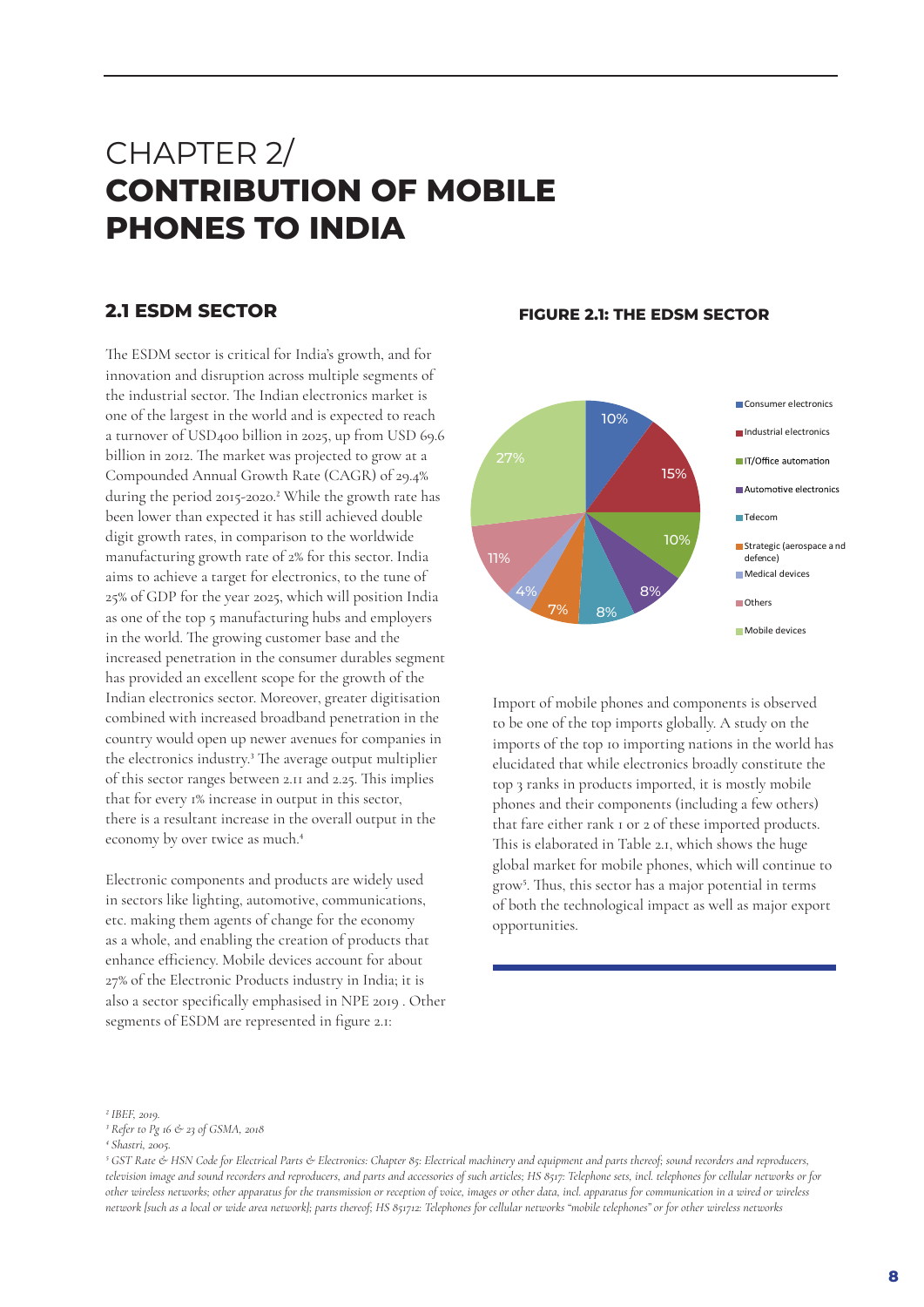# CHAPTER 2/ CONTRIBUTION OF MOBILE PHONES TO INDIA

## 2.1 ESDM SECTOR

The ESDM sector is critical for India's growth, and for innovation and disruption across multiple segments of the industrial sector. The Indian electronics market is one of the largest in the world and is expected to reach a turnover of USD400 billion in 2025, up from USD 69.6 billion in 2012. The market was projected to grow at a Compounded Annual Growth Rate (CAGR) of 29.4% during the period 2015-2020.[2] While the growth rate has been lower than expected it has still achieved double digit growth rates, in comparison to the worldwide manufacturing growth rate of 2% for this sector. India aims to achieve a target for electronics, to the tune of 25% of GDP for the year 2025, which will position India as one of the top 5 manufacturing hubs and employers in the world. The growing customer base and the increased penetration in the consumer durables segment has provided an excellent scope for the growth of the Indian electronics sector. Moreover, greater digitisation combined with increased broadband penetration in the country would open up newer avenues for companies in the electronics industry.[3] The average output multiplier of this sector ranges between 2.11 and 2.25. This implies that for every 1% increase in output in this sector, there is a resultant increase in the overall output in the economy by over twice as much.[4]

Electronic components and products are widely used in sectors like lighting, automotive, communications, etc. making them agents of change for the economy as a whole, and enabling the creation of products that enhance efficiency. Mobile devices account for about 27% of the Electronic Products industry in India; it is also a sector specifically emphasised in NPE 2019 . Other segments of ESDM are represented in figure 2.1:

**FIGURE 2.1: THE EDSM SECTOR**

| Segment | Share |
|---|---|
| Consumer electronics | 10% |
| Industrial electronics | 15% |
| IT/Office automation | 10% |
| Automotive electronics | 8% |
| Telecom | 8% |
| Strategic (aerospace and defence) | 7% |
| Medical devices | 4% |
| Others | 11% |
| Mobile devices | 27% |

Import of mobile phones and components is observed to be one of the top imports globally. A study on the imports of the top 10 importing nations in the world has elucidated that while electronics broadly constitute the top 3 ranks in products imported, it is mostly mobile phones and their components (including a few others) that fare either rank 1 or 2 of these imported products. This is elaborated in Table 2.1, which shows the huge global market for mobile phones, which will continue to grow[5]. Thus, this sector has a major potential in terms of both the technological impact as well as major export opportunities.

---

*[2] IBEF, 2019.*

*[3] Refer to Pg 16 & 23 of GSMA, 2018*

*[4] Shastri, 2005.*

*[5] GST Rate & HSN Code for Electrical Parts & Electronics: Chapter 85: Electrical machinery and equipment and parts thereof; sound recorders and reproducers, television image and sound recorders and reproducers, and parts and accessories of such articles; HS 8517: Telephone sets, incl. telephones for cellular networks or for other wireless networks; other apparatus for the transmission or reception of voice, images or other data, incl. apparatus for communication in a wired or wireless network [such as a local or wide area network]; parts thereof; HS 851712: Telephones for cellular networks "mobile telephones" or for other wireless networks*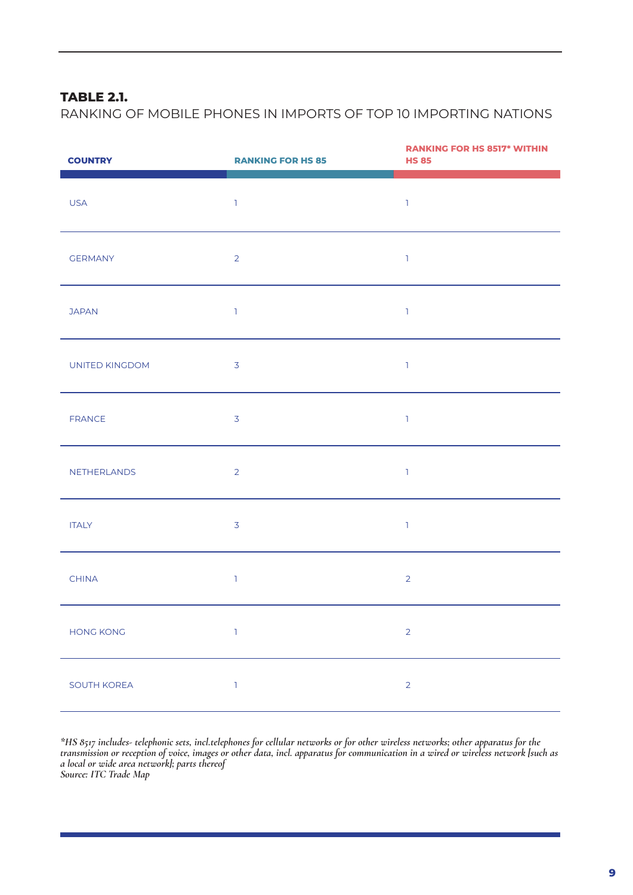**TABLE 2.1.**
RANKING OF MOBILE PHONES IN IMPORTS OF TOP 10 IMPORTING NATIONS

| COUNTRY | RANKING FOR HS 85 | RANKING FOR HS 8517* WITHIN HS 85 |
|---|---|---|
| USA | 1 | 1 |
| GERMANY | 2 | 1 |
| JAPAN | 1 | 1 |
| UNITED KINGDOM | 3 | 1 |
| FRANCE | 3 | 1 |
| NETHERLANDS | 2 | 1 |
| ITALY | 3 | 1 |
| CHINA | 1 | 2 |
| HONG KONG | 1 | 2 |
| SOUTH KOREA | 1 | 2 |

*\*HS 8517 includes- telephonic sets, incl.telephones for cellular networks or for other wireless networks; other apparatus for the transmission or reception of voice, images or other data, incl. apparatus for communication in a wired or wireless network [such as a local or wide area network]; parts thereof*
*Source: ITC Trade Map*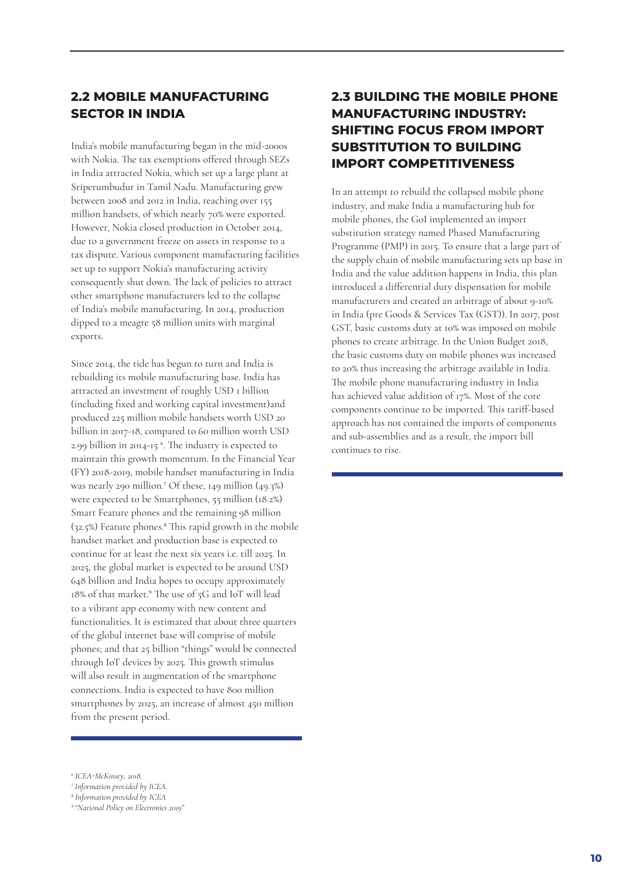## 2.2 MOBILE MANUFACTURING SECTOR IN INDIA

India's mobile manufacturing began in the mid-2000s with Nokia. The tax exemptions offered through SEZs in India attracted Nokia, which set up a large plant at Sriperumbudur in Tamil Nadu. Manufacturing grew between 2008 and 2012 in India, reaching over 155 million handsets, of which nearly 70% were exported. However, Nokia closed production in October 2014, due to a government freeze on assets in response to a tax dispute. Various component manufacturing facilities set up to support Nokia's manufacturing activity consequently shut down. The lack of policies to attract other smartphone manufacturers led to the collapse of India's mobile manufacturing. In 2014, production dipped to a meagre 58 million units with marginal exports.

Since 2014, the tide has begun to turn and India is rebuilding its mobile manufacturing base. India has attracted an investment of roughly USD 1 billion (including fixed and working capital investment)and produced 225 million mobile handsets worth USD 20 billion in 2017-18, compared to 60 million worth USD 2.99 billion in 2014-15 [6]. The industry is expected to maintain this growth momentum. In the Financial Year (FY) 2018-2019, mobile handset manufacturing in India was nearly 290 million.[7] Of these, 149 million (49.3%) were expected to be Smartphones, 55 million (18.2%) Smart Feature phones and the remaining 98 million (32.5%) Feature phones.[8] This rapid growth in the mobile handset market and production base is expected to continue for at least the next six years i.e. till 2025. In 2025, the global market is expected to be around USD 648 billion and India hopes to occupy approximately 18% of that market.[9] The use of 5G and IoT will lead to a vibrant app economy with new content and functionalities. It is estimated that about three quarters of the global internet base will comprise of mobile phones; and that 25 billion "things" would be connected through IoT devices by 2025. This growth stimulus will also result in augmentation of the smartphone connections. India is expected to have 800 million smartphones by 2025, an increase of almost 450 million from the present period.

## 2.3 BUILDING THE MOBILE PHONE MANUFACTURING INDUSTRY: SHIFTING FOCUS FROM IMPORT SUBSTITUTION TO BUILDING IMPORT COMPETITIVENESS

In an attempt to rebuild the collapsed mobile phone industry, and make India a manufacturing hub for mobile phones, the GoI implemented an import substitution strategy named Phased Manufacturing Programme (PMP) in 2015. To ensure that a large part of the supply chain of mobile manufacturing sets up base in India and the value addition happens in India, this plan introduced a differential duty dispensation for mobile manufacturers and created an arbitrage of about 9-10% in India (pre Goods & Services Tax (GST)). In 2017, post GST, basic customs duty at 10% was imposed on mobile phones to create arbitrage. In the Union Budget 2018, the basic customs duty on mobile phones was increased to 20% thus increasing the arbitrage available in India. The mobile phone manufacturing industry in India has achieved value addition of 17%. Most of the core components continue to be imported. This tariff-based approach has not contained the imports of components and sub-assemblies and as a result, the import bill continues to rise.

---

[6] *ICEA-McKinsey, 2018.*

[7] *Information provided by ICEA.*

[8] *Information provided by ICEA*

[9] *"National Policy on Electronics 2019"*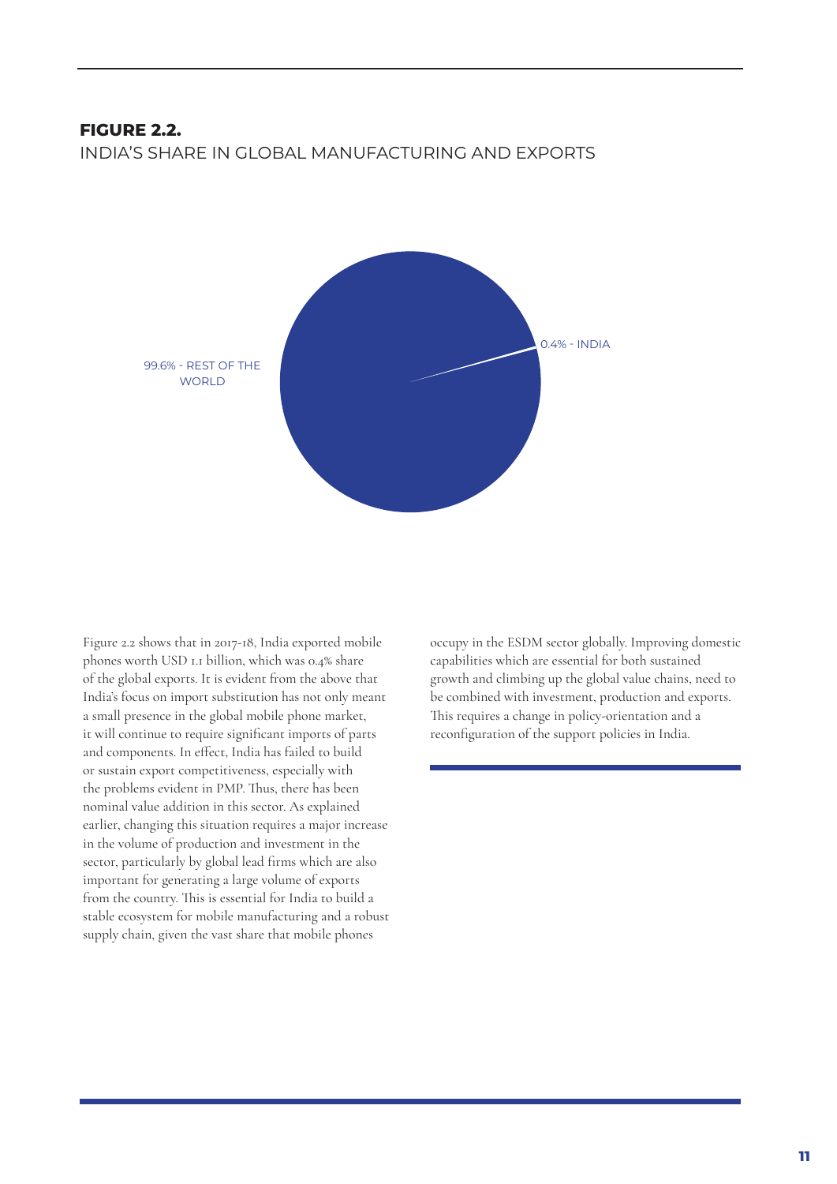**FIGURE 2.2.**
INDIA'S SHARE IN GLOBAL MANUFACTURING AND EXPORTS

99.6% - REST OF THE WORLD

0.4% - INDIA

Figure 2.2 shows that in 2017-18, India exported mobile phones worth USD 1.1 billion, which was 0.4% share of the global exports. It is evident from the above that India's focus on import substitution has not only meant a small presence in the global mobile phone market, it will continue to require significant imports of parts and components. In effect, India has failed to build or sustain export competitiveness, especially with the problems evident in PMP. Thus, there has been nominal value addition in this sector. As explained earlier, changing this situation requires a major increase in the volume of production and investment in the sector, particularly by global lead firms which are also important for generating a large volume of exports from the country. This is essential for India to build a stable ecosystem for mobile manufacturing and a robust supply chain, given the vast share that mobile phones occupy in the ESDM sector globally. Improving domestic capabilities which are essential for both sustained growth and climbing up the global value chains, need to be combined with investment, production and exports. This requires a change in policy-orientation and a reconfiguration of the support policies in India.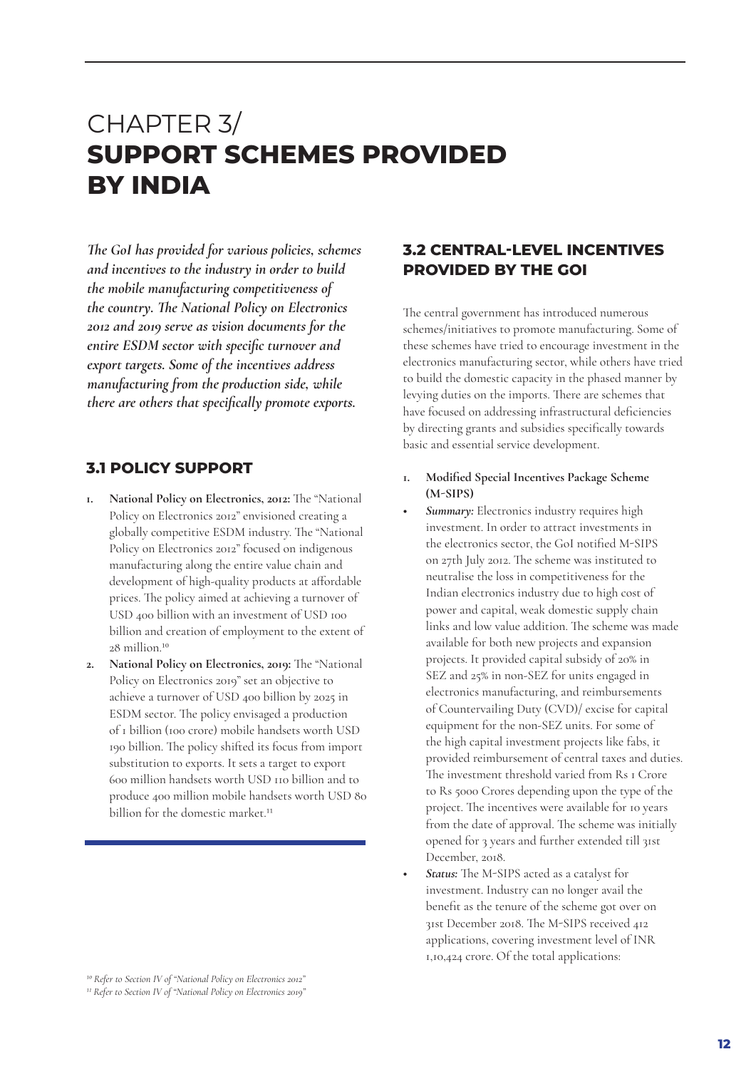# CHAPTER 3/ **SUPPORT SCHEMES PROVIDED BY INDIA**

***The GoI has provided for various policies, schemes and incentives to the industry in order to build the mobile manufacturing competitiveness of the country. The National Policy on Electronics 2012 and 2019 serve as vision documents for the entire ESDM sector with specific turnover and export targets. Some of the incentives address manufacturing from the production side, while there are others that specifically promote exports.***

## 3.1 POLICY SUPPORT

1. **National Policy on Electronics, 2012:** The "National Policy on Electronics 2012" envisioned creating a globally competitive ESDM industry. The "National Policy on Electronics 2012" focused on indigenous manufacturing along the entire value chain and development of high-quality products at affordable prices. The policy aimed at achieving a turnover of USD 400 billion with an investment of USD 100 billion and creation of employment to the extent of 28 million.[10]
2. **National Policy on Electronics, 2019:** The "National Policy on Electronics 2019" set an objective to achieve a turnover of USD 400 billion by 2025 in ESDM sector. The policy envisaged a production of 1 billion (100 crore) mobile handsets worth USD 190 billion. The policy shifted its focus from import substitution to exports. It sets a target to export 600 million handsets worth USD 110 billion and to produce 400 million mobile handsets worth USD 80 billion for the domestic market.[11]

## 3.2 CENTRAL-LEVEL INCENTIVES PROVIDED BY THE GOI

The central government has introduced numerous schemes/initiatives to promote manufacturing. Some of these schemes have tried to encourage investment in the electronics manufacturing sector, while others have tried to build the domestic capacity in the phased manner by levying duties on the imports. There are schemes that have focused on addressing infrastructural deficiencies by directing grants and subsidies specifically towards basic and essential service development.

1. **Modified Special Incentives Package Scheme (M-SIPS)**

- ***Summary:*** Electronics industry requires high investment. In order to attract investments in the electronics sector, the GoI notified M-SIPS on 27th July 2012. The scheme was instituted to neutralise the loss in competitiveness for the Indian electronics industry due to high cost of power and capital, weak domestic supply chain links and low value addition. The scheme was made available for both new projects and expansion projects. It provided capital subsidy of 20% in SEZ and 25% in non-SEZ for units engaged in electronics manufacturing, and reimbursements of Countervailing Duty (CVD)/ excise for capital equipment for the non-SEZ units. For some of the high capital investment projects like fabs, it provided reimbursement of central taxes and duties. The investment threshold varied from Rs 1 Crore to Rs 5000 Crores depending upon the type of the project. The incentives were available for 10 years from the date of approval. The scheme was initially opened for 3 years and further extended till 31st December, 2018.
- ***Status:*** The M-SIPS acted as a catalyst for investment. Industry can no longer avail the benefit as the tenure of the scheme got over on 31st December 2018. The M-SIPS received 412 applications, covering investment level of INR 1,10,424 crore. Of the total applications:

[10] *Refer to Section IV of "National Policy on Electronics 2012"*
[11] *Refer to Section IV of "National Policy on Electronics 2019"*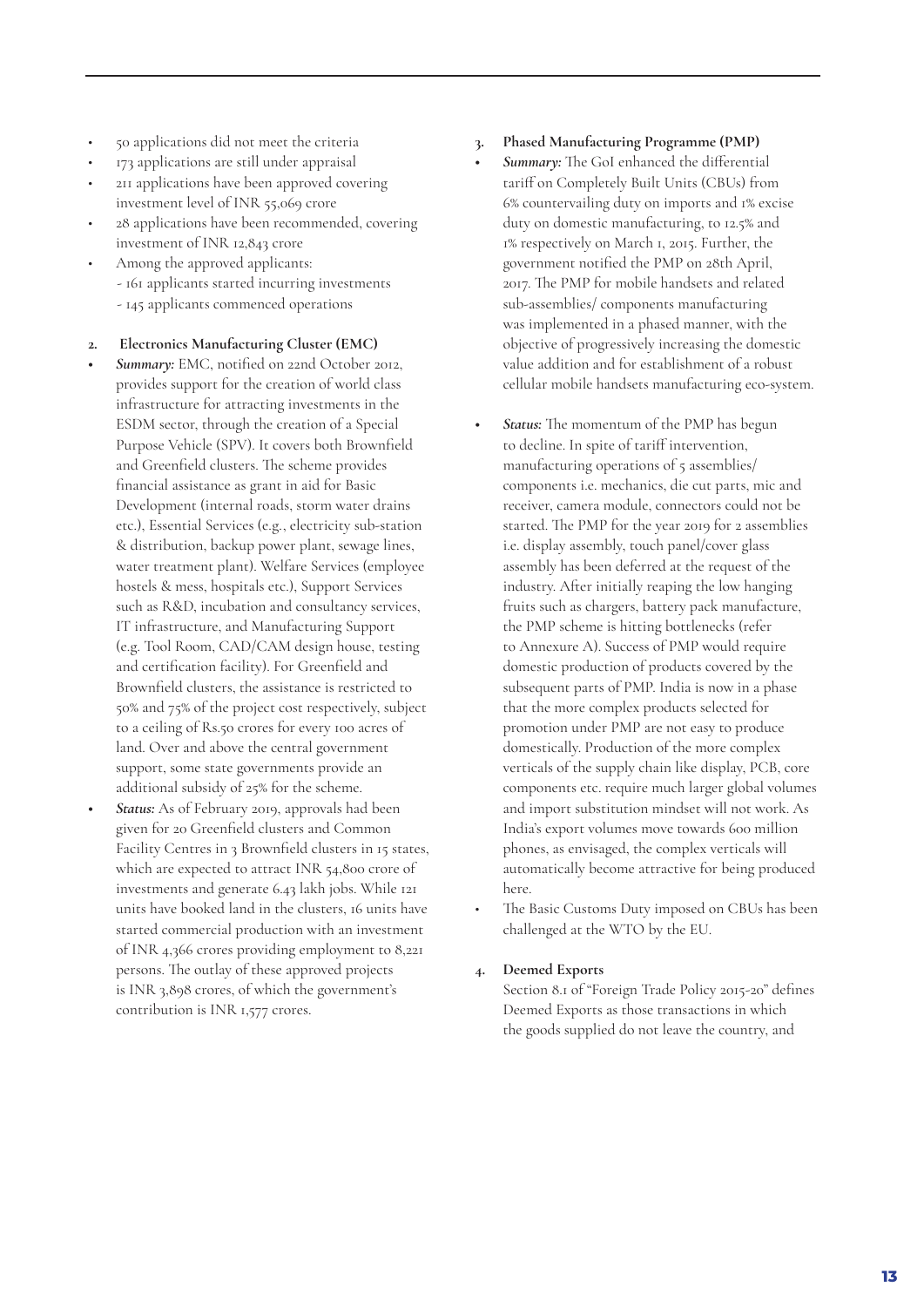- 50 applications did not meet the criteria
- 173 applications are still under appraisal
- 211 applications have been approved covering investment level of INR 55,069 crore
- 28 applications have been recommended, covering investment of INR 12,843 crore
- Among the approved applicants:
  - 161 applicants started incurring investments
  - 145 applicants commenced operations

**2. Electronics Manufacturing Cluster (EMC)**

- ***Summary:*** EMC, notified on 22nd October 2012, provides support for the creation of world class infrastructure for attracting investments in the ESDM sector, through the creation of a Special Purpose Vehicle (SPV). It covers both Brownfield and Greenfield clusters. The scheme provides financial assistance as grant in aid for Basic Development (internal roads, storm water drains etc.), Essential Services (e.g., electricity sub-station & distribution, backup power plant, sewage lines, water treatment plant). Welfare Services (employee hostels & mess, hospitals etc.), Support Services such as R&D, incubation and consultancy services, IT infrastructure, and Manufacturing Support (e.g. Tool Room, CAD/CAM design house, testing and certification facility). For Greenfield and Brownfield clusters, the assistance is restricted to 50% and 75% of the project cost respectively, subject to a ceiling of Rs.50 crores for every 100 acres of land. Over and above the central government support, some state governments provide an additional subsidy of 25% for the scheme.
- ***Status:*** As of February 2019, approvals had been given for 20 Greenfield clusters and Common Facility Centres in 3 Brownfield clusters in 15 states, which are expected to attract INR 54,800 crore of investments and generate 6.43 lakh jobs. While 121 units have booked land in the clusters, 16 units have started commercial production with an investment of INR 4,366 crores providing employment to 8,221 persons. The outlay of these approved projects is INR 3,898 crores, of which the government's contribution is INR 1,577 crores.

**3. Phased Manufacturing Programme (PMP)**

- ***Summary:*** The GoI enhanced the differential tariff on Completely Built Units (CBUs) from 6% countervailing duty on imports and 1% excise duty on domestic manufacturing, to 12.5% and 1% respectively on March 1, 2015. Further, the government notified the PMP on 28th April, 2017. The PMP for mobile handsets and related sub-assemblies/ components manufacturing was implemented in a phased manner, with the objective of progressively increasing the domestic value addition and for establishment of a robust cellular mobile handsets manufacturing eco-system.
- ***Status:*** The momentum of the PMP has begun to decline. In spite of tariff intervention, manufacturing operations of 5 assemblies/ components i.e. mechanics, die cut parts, mic and receiver, camera module, connectors could not be started. The PMP for the year 2019 for 2 assemblies i.e. display assembly, touch panel/cover glass assembly has been deferred at the request of the industry. After initially reaping the low hanging fruits such as chargers, battery pack manufacture, the PMP scheme is hitting bottlenecks (refer to Annexure A). Success of PMP would require domestic production of products covered by the subsequent parts of PMP. India is now in a phase that the more complex products selected for promotion under PMP are not easy to produce domestically. Production of the more complex verticals of the supply chain like display, PCB, core components etc. require much larger global volumes and import substitution mindset will not work. As India's export volumes move towards 600 million phones, as envisaged, the complex verticals will automatically become attractive for being produced here.
- The Basic Customs Duty imposed on CBUs has been challenged at the WTO by the EU.

**4. Deemed Exports**

Section 8.1 of "Foreign Trade Policy 2015-20" defines Deemed Exports as those transactions in which the goods supplied do not leave the country, and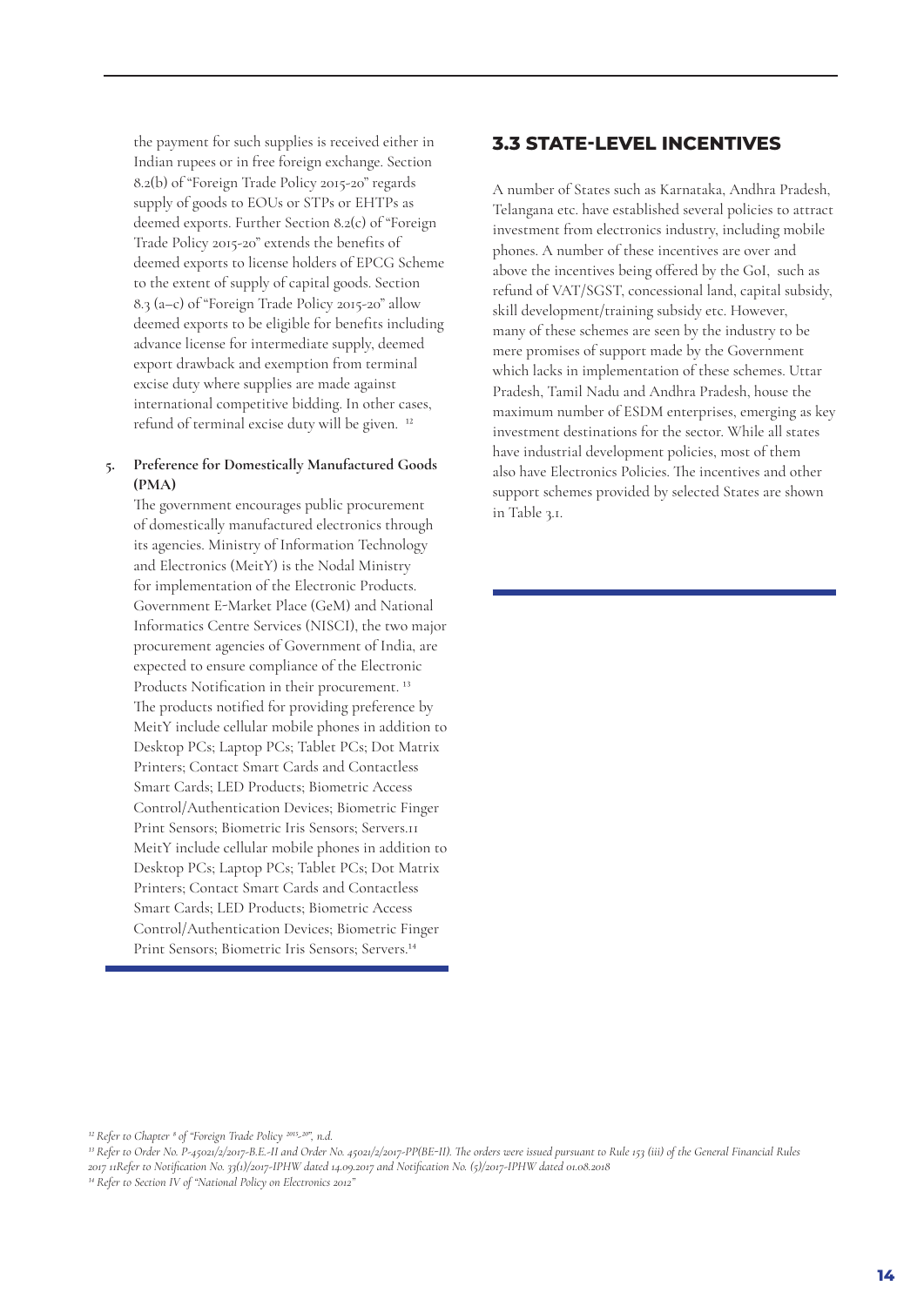the payment for such supplies is received either in Indian rupees or in free foreign exchange. Section 8.2(b) of "Foreign Trade Policy 2015-20" regards supply of goods to EOUs or STPs or EHTPs as deemed exports. Further Section 8.2(c) of "Foreign Trade Policy 2015-20" extends the benefits of deemed exports to license holders of EPCG Scheme to the extent of supply of capital goods. Section 8.3 (a–c) of "Foreign Trade Policy 2015-20" allow deemed exports to be eligible for benefits including advance license for intermediate supply, deemed export drawback and exemption from terminal excise duty where supplies are made against international competitive bidding. In other cases, refund of terminal excise duty will be given. [12]

5. **Preference for Domestically Manufactured Goods (PMA)**

   The government encourages public procurement of domestically manufactured electronics through its agencies. Ministry of Information Technology and Electronics (MeitY) is the Nodal Ministry for implementation of the Electronic Products. Government E-Market Place (GeM) and National Informatics Centre Services (NISCI), the two major procurement agencies of Government of India, are expected to ensure compliance of the Electronic Products Notification in their procurement. [13] The products notified for providing preference by MeitY include cellular mobile phones in addition to Desktop PCs; Laptop PCs; Tablet PCs; Dot Matrix Printers; Contact Smart Cards and Contactless Smart Cards; LED Products; Biometric Access Control/Authentication Devices; Biometric Finger Print Sensors; Biometric Iris Sensors; Servers.11 MeitY include cellular mobile phones in addition to Desktop PCs; Laptop PCs; Tablet PCs; Dot Matrix Printers; Contact Smart Cards and Contactless Smart Cards; LED Products; Biometric Access Control/Authentication Devices; Biometric Finger Print Sensors; Biometric Iris Sensors; Servers.[14]

## 3.3 STATE-LEVEL INCENTIVES

A number of States such as Karnataka, Andhra Pradesh, Telangana etc. have established several policies to attract investment from electronics industry, including mobile phones. A number of these incentives are over and above the incentives being offered by the GoI, such as refund of VAT/SGST, concessional land, capital subsidy, skill development/training subsidy etc. However, many of these schemes are seen by the industry to be mere promises of support made by the Government which lacks in implementation of these schemes. Uttar Pradesh, Tamil Nadu and Andhra Pradesh, house the maximum number of ESDM enterprises, emerging as key investment destinations for the sector. While all states have industrial development policies, most of them also have Electronics Policies. The incentives and other support schemes provided by selected States are shown in Table 3.1.

---

*[12] Refer to Chapter 8 of "Foreign Trade Policy 2015-20", n.d.*

*[13] Refer to Order No. P-45021/2/2017-B.E.-II and Order No. 45021/2/2017-PP(BE-II). The orders were issued pursuant to Rule 153 (iii) of the General Financial Rules 2017 11Refer to Notification No. 33(1)/2017-IPHW dated 14.09.2017 and Notification No. (5)/2017-IPHW dated 01.08.2018*

*[14] Refer to Section IV of "National Policy on Electronics 2012"*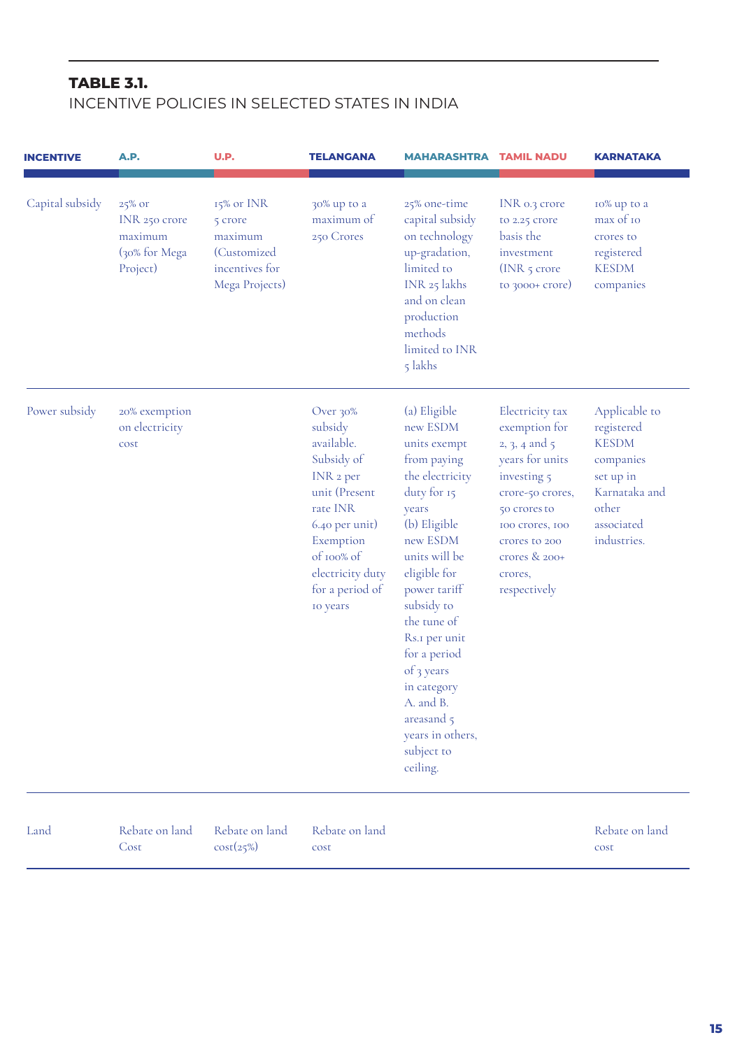**TABLE 3.1.**
INCENTIVE POLICIES IN SELECTED STATES IN INDIA

| INCENTIVE | A.P. | U.P. | TELANGANA | MAHARASHTRA | TAMIL NADU | KARNATAKA |
|---|---|---|---|---|---|---|
| Capital subsidy | 25% or INR 250 crore maximum (30% for Mega Project) | 15% or INR 5 crore maximum (Customized incentives for Mega Projects) | 30% up to a maximum of 250 Crores | 25% one-time capital subsidy on technology up-gradation, limited to INR 25 lakhs and on clean production methods limited to INR 5 lakhs | INR 0.3 crore to 2.25 crore basis the investment (INR 5 crore to 3000+ crore) | 10% up to a max of 10 crores to registered KESDM companies |
| Power subsidy | 20% exemption on electricity cost | | Over 30% subsidy available. Subsidy of INR 2 per unit (Present rate INR 6.40 per unit) Exemption of 100% of electricity duty for a period of 10 years | (a) Eligible new ESDM units exempt from paying the electricity duty for 15 years (b) Eligible new ESDM units will be eligible for power tariff subsidy to the tune of Rs.1 per unit for a period of 3 years in category A. and B. areasand 5 years in others, subject to ceiling. | Electricity tax exemption for 2, 3, 4 and 5 years for units investing 5 crore-50 crores, 50 crores to 100 crores, 100 crores to 200 crores & 200+ crores, respectively | Applicable to registered KESDM companies set up in Karnataka and other associated industries. |
| Land | Rebate on land Cost | Rebate on land cost(25%) | Rebate on land cost | | | Rebate on land cost |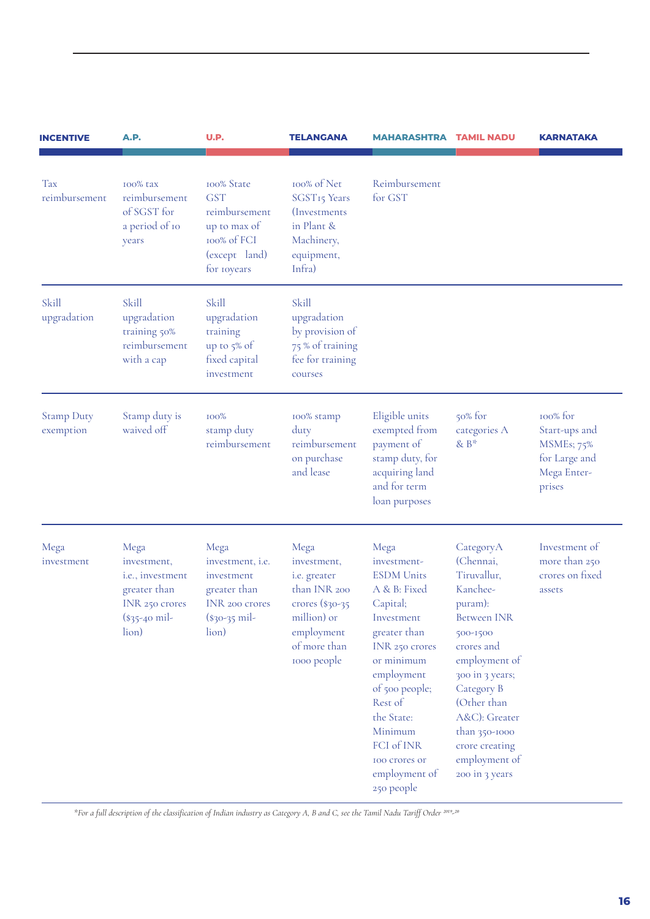| INCENTIVE | A.P. | U.P. | TELANGANA | MAHARASHTRA | TAMIL NADU | KARNATAKA |
|---|---|---|---|---|---|---|
| Tax reimbursement | 100% tax reimbursement of SGST for a period of 10 years | 100% State GST reimbursement up to max of 100% of FCI (except land) for 10years | 100% of Net SGST15 Years (Investments in Plant & Machinery, equipment, Infra) | Reimbursement for GST | | |
| Skill upgradation | Skill upgradation training 50% reimbursement with a cap | Skill upgradation training up to 5% of fixed capital investment | Skill upgradation by provision of 75 % of training fee for training courses | | | |
| Stamp Duty exemption | Stamp duty is waived off | 100% stamp duty reimbursement | 100% stamp duty reimbursement on purchase and lease | Eligible units exempted from payment of stamp duty, for acquiring land and for term loan purposes | 50% for categories A & B* | 100% for Start-ups and MSMEs; 75% for Large and Mega Enterprises |
| Mega investment | Mega investment, i.e., investment greater than INR 250 crores ($35-40 million) | Mega investment, i.e. investment greater than INR 200 crores ($30-35 million) | Mega investment, i.e. greater than INR 200 crores ($30-35 million) or employment of more than 1000 people | Mega investment- ESDM Units A & B: Fixed Capital; Investment greater than INR 250 crores or minimum employment of 500 people; Rest of the State: Minimum FCI of INR 100 crores or employment of 250 people | CategoryA (Chennai, Tiruvallur, Kancheepuram): Between INR 500-1500 crores and employment of 300 in 3 years; Category B (Other than A&C): Greater than 350-1000 crore creating employment of 200 in 3 years | Investment of more than 250 crores on fixed assets |

*For a full description of the classification of Indian industry as Category A, B and C, see the Tamil Nadu Tariff Order 2019-20*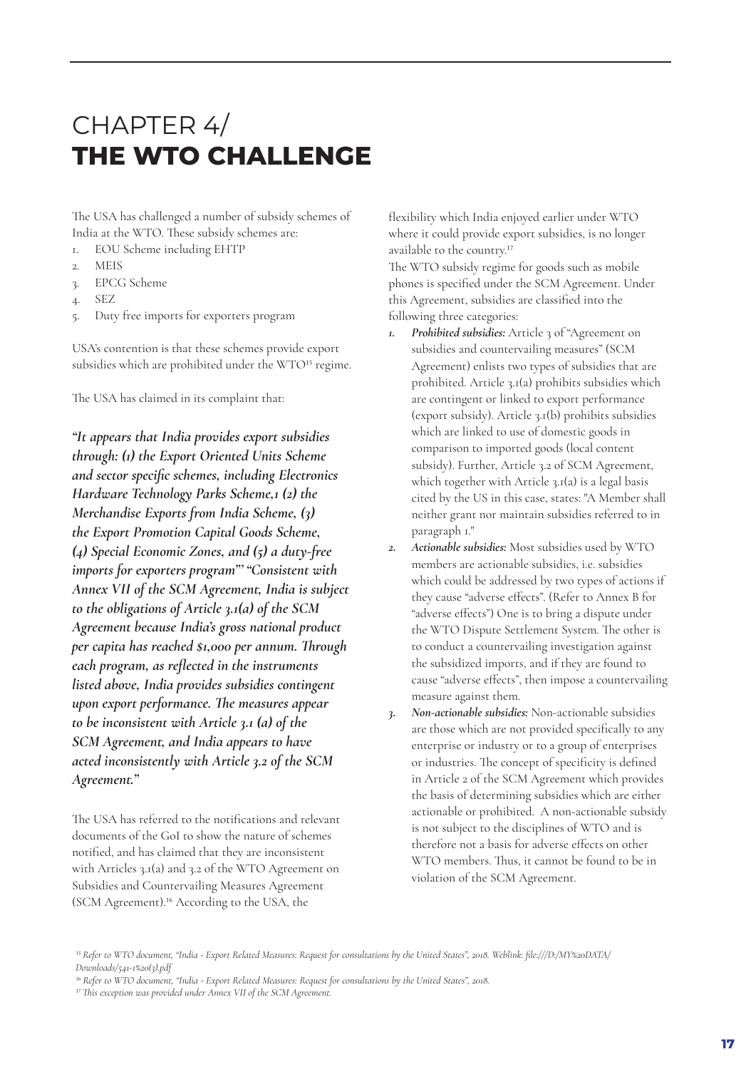# CHAPTER 4/ **THE WTO CHALLENGE**

The USA has challenged a number of subsidy schemes of India at the WTO. These subsidy schemes are:

1. EOU Scheme including EHTP
2. MEIS
3. EPCG Scheme
4. SEZ
5. Duty free imports for exporters program

USA's contention is that these schemes provide export subsidies which are prohibited under the WTO[15] regime.

The USA has claimed in its complaint that:

***"It appears that India provides export subsidies through: (1) the Export Oriented Units Scheme and sector specific schemes, including Electronics Hardware Technology Parks Scheme,1 (2) the Merchandise Exports from India Scheme, (3) the Export Promotion Capital Goods Scheme, (4) Special Economic Zones, and (5) a duty-free imports for exporters program" "Consistent with Annex VII of the SCM Agreement, India is subject to the obligations of Article 3.1(a) of the SCM Agreement because India's gross national product per capita has reached $1,000 per annum. Through each program, as reflected in the instruments listed above, India provides subsidies contingent upon export performance. The measures appear to be inconsistent with Article 3.1 (a) of the SCM Agreement, and India appears to have acted inconsistently with Article 3.2 of the SCM Agreement."***

The USA has referred to the notifications and relevant documents of the GoI to show the nature of schemes notified, and has claimed that they are inconsistent with Articles 3.1(a) and 3.2 of the WTO Agreement on Subsidies and Countervailing Measures Agreement (SCM Agreement).[16] According to the USA, the flexibility which India enjoyed earlier under WTO where it could provide export subsidies, is no longer available to the country.[17]

The WTO subsidy regime for goods such as mobile phones is specified under the SCM Agreement. Under this Agreement, subsidies are classified into the following three categories:

1. ***Prohibited subsidies:*** Article 3 of "Agreement on subsidies and countervailing measures" (SCM Agreement) enlists two types of subsidies that are prohibited. Article 3.1(a) prohibits subsidies which are contingent or linked to export performance (export subsidy). Article 3.1(b) prohibits subsidies which are linked to use of domestic goods in comparison to imported goods (local content subsidy). Further, Article 3.2 of SCM Agreement, which together with Article 3.1(a) is a legal basis cited by the US in this case, states: "A Member shall neither grant nor maintain subsidies referred to in paragraph 1."
2. ***Actionable subsidies:*** Most subsidies used by WTO members are actionable subsidies, i.e. subsidies which could be addressed by two types of actions if they cause "adverse effects". (Refer to Annex B for "adverse effects") One is to bring a dispute under the WTO Dispute Settlement System. The other is to conduct a countervailing investigation against the subsidized imports, and if they are found to cause "adverse effects", then impose a countervailing measure against them.
3. ***Non-actionable subsidies:*** Non-actionable subsidies are those which are not provided specifically to any enterprise or industry or to a group of enterprises or industries. The concept of specificity is defined in Article 2 of the SCM Agreement which provides the basis of determining subsidies which are either actionable or prohibited. A non-actionable subsidy is not subject to the disciplines of WTO and is therefore not a basis for adverse effects on other WTO members. Thus, it cannot be found to be in violation of the SCM Agreement.

---

*[15] Refer to WTO document, "India - Export Related Measures: Request for consultations by the United States", 2018. Weblink: file:///D:/MY%20DATA/Downloads/541-1%20(3).pdf*

*[16] Refer to WTO document, "India - Export Related Measures: Request for consultations by the United States", 2018.*

*[17] This exception was provided under Annex VII of the SCM Agreement.*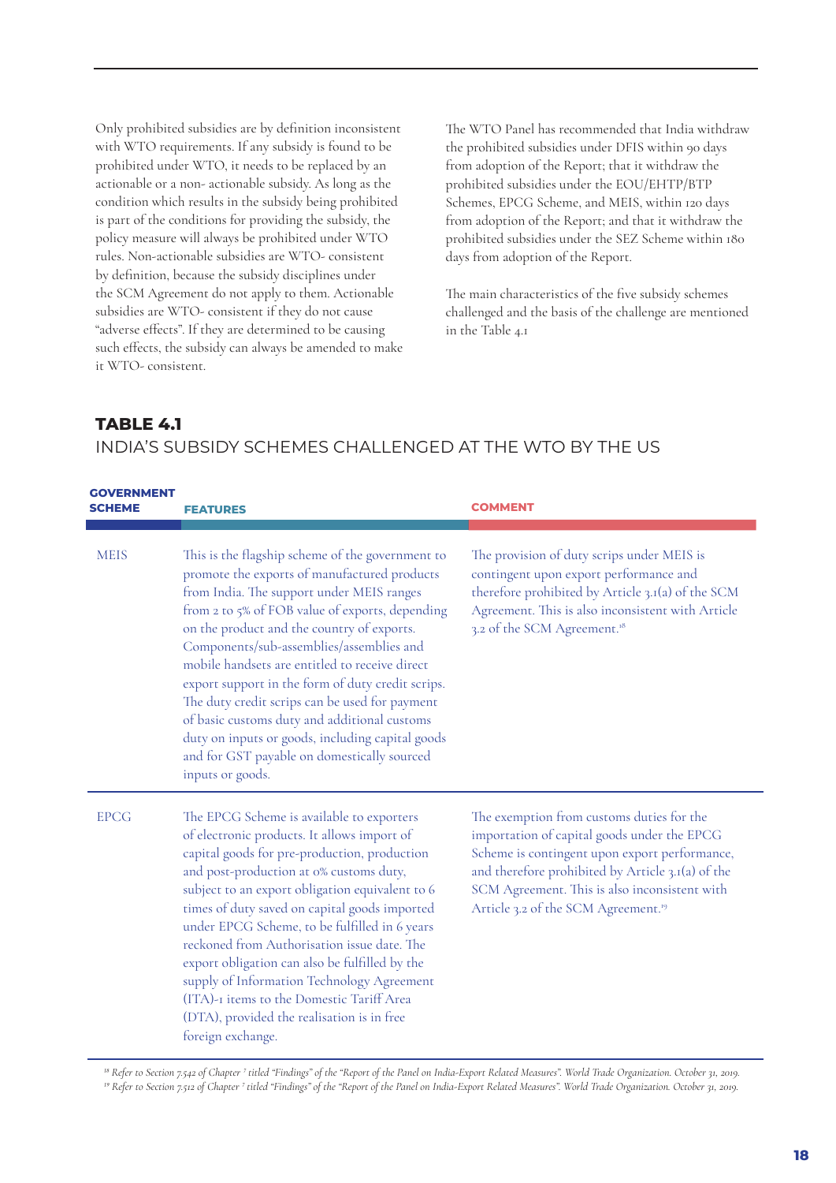Only prohibited subsidies are by definition inconsistent with WTO requirements. If any subsidy is found to be prohibited under WTO, it needs to be replaced by an actionable or a non- actionable subsidy. As long as the condition which results in the subsidy being prohibited is part of the conditions for providing the subsidy, the policy measure will always be prohibited under WTO rules. Non-actionable subsidies are WTO- consistent by definition, because the subsidy disciplines under the SCM Agreement do not apply to them. Actionable subsidies are WTO- consistent if they do not cause "adverse effects". If they are determined to be causing such effects, the subsidy can always be amended to make it WTO- consistent.

The WTO Panel has recommended that India withdraw the prohibited subsidies under DFIS within 90 days from adoption of the Report; that it withdraw the prohibited subsidies under the EOU/EHTP/BTP Schemes, EPCG Scheme, and MEIS, within 120 days from adoption of the Report; and that it withdraw the prohibited subsidies under the SEZ Scheme within 180 days from adoption of the Report.

The main characteristics of the five subsidy schemes challenged and the basis of the challenge are mentioned in the Table 4.1

## TABLE 4.1
INDIA'S SUBSIDY SCHEMES CHALLENGED AT THE WTO BY THE US

| GOVERNMENT SCHEME | FEATURES | COMMENT |
|---|---|---|
| MEIS | This is the flagship scheme of the government to promote the exports of manufactured products from India. The support under MEIS ranges from 2 to 5% of FOB value of exports, depending on the product and the country of exports. Components/sub-assemblies/assemblies and mobile handsets are entitled to receive direct export support in the form of duty credit scrips. The duty credit scrips can be used for payment of basic customs duty and additional customs duty on inputs or goods, including capital goods and for GST payable on domestically sourced inputs or goods. | The provision of duty scrips under MEIS is contingent upon export performance and therefore prohibited by Article 3.1(a) of the SCM Agreement. This is also inconsistent with Article 3.2 of the SCM Agreement.[18] |
| EPCG | The EPCG Scheme is available to exporters of electronic products. It allows import of capital goods for pre-production, production and post-production at 0% customs duty, subject to an export obligation equivalent to 6 times of duty saved on capital goods imported under EPCG Scheme, to be fulfilled in 6 years reckoned from Authorisation issue date. The export obligation can also be fulfilled by the supply of Information Technology Agreement (ITA)-1 items to the Domestic Tariff Area (DTA), provided the realisation is in free foreign exchange. | The exemption from customs duties for the importation of capital goods under the EPCG Scheme is contingent upon export performance, and therefore prohibited by Article 3.1(a) of the SCM Agreement. This is also inconsistent with Article 3.2 of the SCM Agreement.[19] |

[18] *Refer to Section 7.542 of Chapter 7 titled "Findings" of the "Report of the Panel on India-Export Related Measures". World Trade Organization. October 31, 2019.*
[19] *Refer to Section 7.512 of Chapter 7 titled "Findings" of the "Report of the Panel on India-Export Related Measures". World Trade Organization. October 31, 2019.*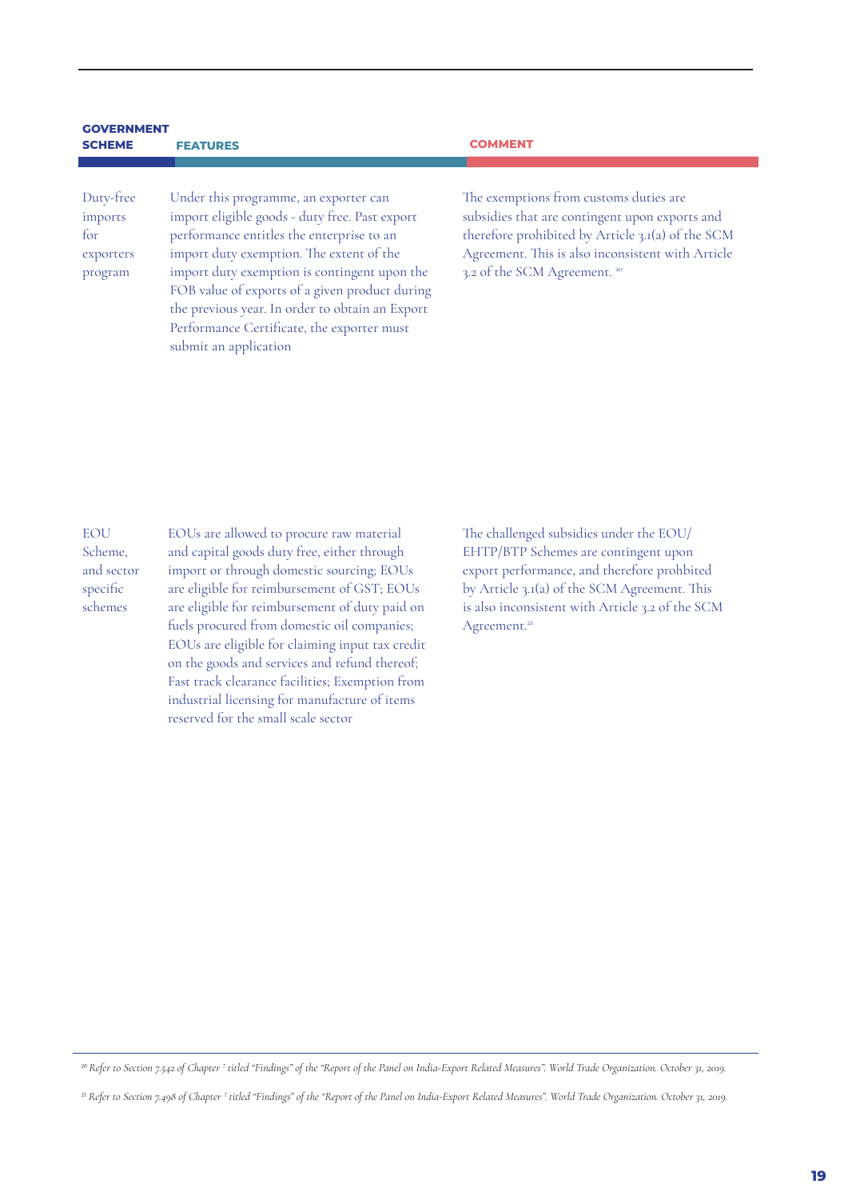| GOVERNMENT SCHEME | FEATURES | COMMENT |
| --- | --- | --- |
| Duty-free imports for exporters program | Under this programme, an exporter can import eligible goods - duty free. Past export performance entitles the enterprise to an import duty exemption. The extent of the import duty exemption is contingent upon the FOB value of exports of a given product during the previous year. In order to obtain an Export Performance Certificate, the exporter must submit an application | The exemptions from customs duties are subsidies that are contingent upon exports and therefore prohibited by Article 3.1(a) of the SCM Agreement. This is also inconsistent with Article 3.2 of the SCM Agreement. [20] |
| EOU Scheme, and sector specific schemes | EOUs are allowed to procure raw material and capital goods duty free, either through import or through domestic sourcing; EOUs are eligible for reimbursement of GST; EOUs are eligible for reimbursement of duty paid on fuels procured from domestic oil companies; EOUs are eligible for claiming input tax credit on the goods and services and refund thereof; Fast track clearance facilities; Exemption from industrial licensing for manufacture of items reserved for the small scale sector | The challenged subsidies under the EOU/EHTP/BTP Schemes are contingent upon export performance, and therefore prohbited by Article 3.1(a) of the SCM Agreement. This is also inconsistent with Article 3.2 of the SCM Agreement.[21] |

[20] *Refer to Section 7.542 of Chapter 7 titled "Findings" of the "Report of the Panel on India-Export Related Measures". World Trade Organization. October 31, 2019.*

[21] *Refer to Section 7.498 of Chapter 7 titled "Findings" of the "Report of the Panel on India-Export Related Measures". World Trade Organization. October 31, 2019.*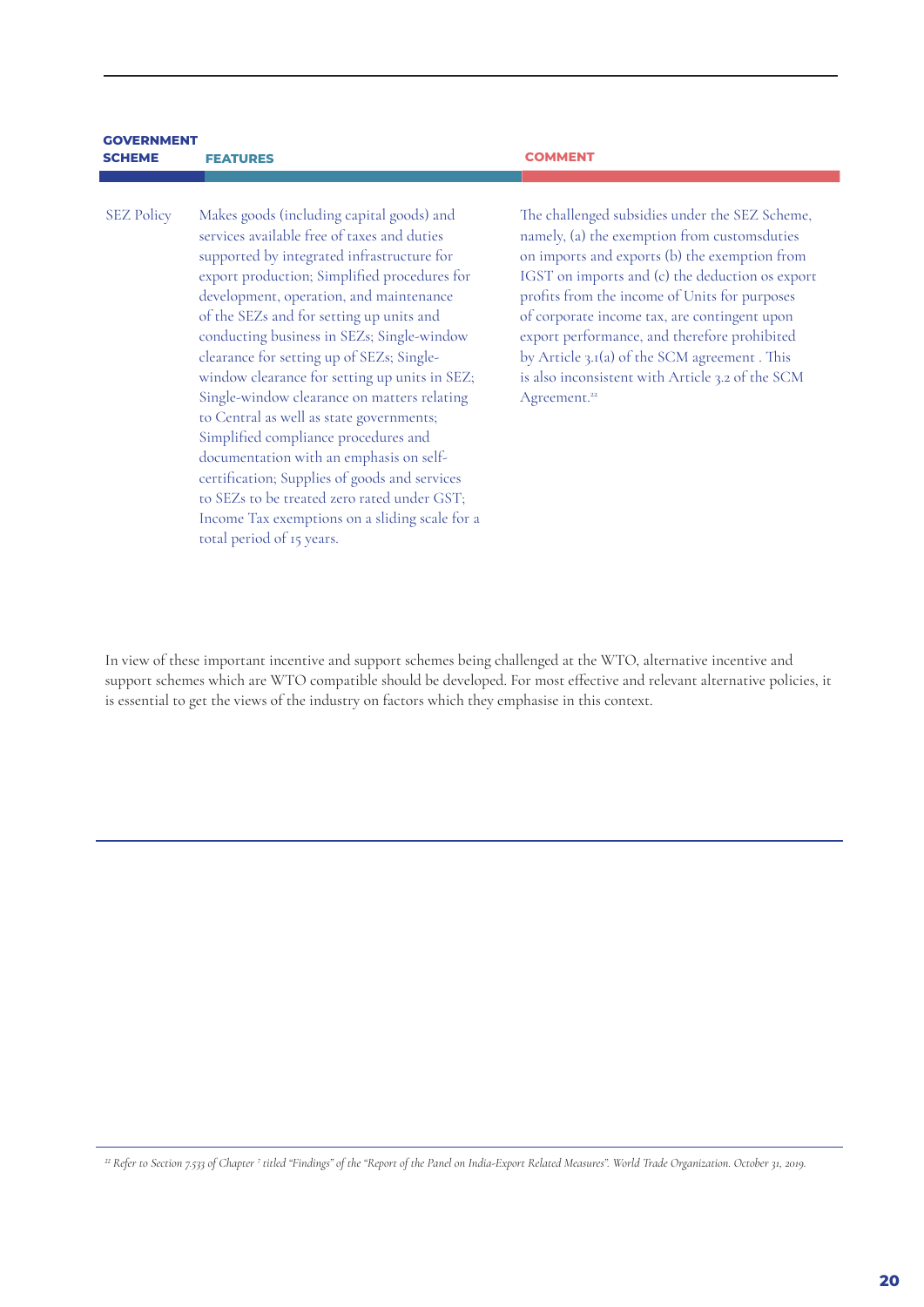| GOVERNMENT SCHEME | FEATURES | COMMENT |
|---|---|---|
| SEZ Policy | Makes goods (including capital goods) and services available free of taxes and duties supported by integrated infrastructure for export production; Simplified procedures for development, operation, and maintenance of the SEZs and for setting up units and conducting business in SEZs; Single-window clearance for setting up of SEZs; Single-window clearance for setting up units in SEZ; Single-window clearance on matters relating to Central as well as state governments; Simplified compliance procedures and documentation with an emphasis on self-certification; Supplies of goods and services to SEZs to be treated zero rated under GST; Income Tax exemptions on a sliding scale for a total period of 15 years. | The challenged subsidies under the SEZ Scheme, namely, (a) the exemption from customsduties on imports and exports (b) the exemption from IGST on imports and (c) the deduction os export profits from the income of Units for purposes of corporate income tax, are contingent upon export performance, and therefore prohibited by Article 3.1(a) of the SCM agreement . This is also inconsistent with Article 3.2 of the SCM Agreement.[22] |

In view of these important incentive and support schemes being challenged at the WTO, alternative incentive and support schemes which are WTO compatible should be developed. For most effective and relevant alternative policies, it is essential to get the views of the industry on factors which they emphasise in this context.

[22] *Refer to Section 7.533 of Chapter 7 titled "Findings" of the "Report of the Panel on India-Export Related Measures". World Trade Organization. October 31, 2019.*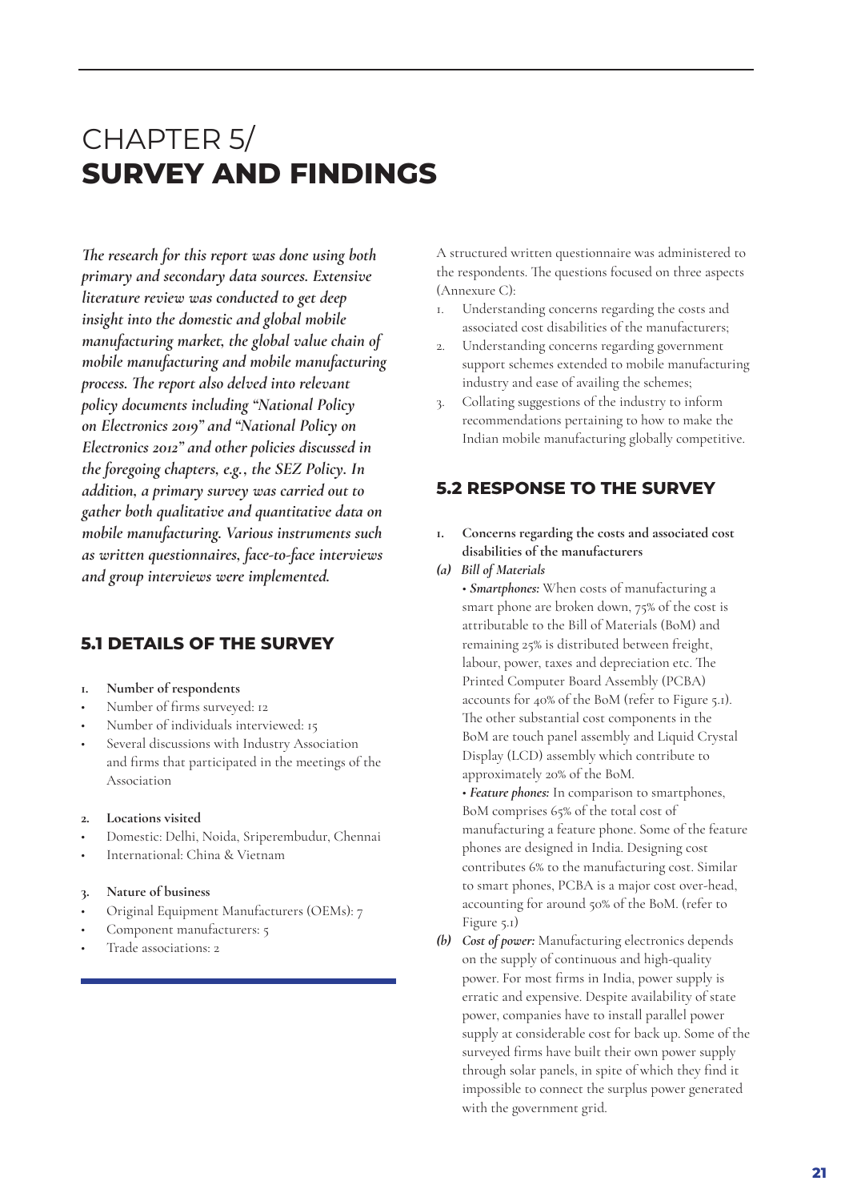# CHAPTER 5/ **SURVEY AND FINDINGS**

***The research for this report was done using both primary and secondary data sources. Extensive literature review was conducted to get deep insight into the domestic and global mobile manufacturing market, the global value chain of mobile manufacturing and mobile manufacturing process. The report also delved into relevant policy documents including "National Policy on Electronics 2019" and "National Policy on Electronics 2012" and other policies discussed in the foregoing chapters, e.g., the SEZ Policy. In addition, a primary survey was carried out to gather both qualitative and quantitative data on mobile manufacturing. Various instruments such as written questionnaires, face-to-face interviews and group interviews were implemented.***

## 5.1 DETAILS OF THE SURVEY

1. **Number of respondents**
- Number of firms surveyed: 12
- Number of individuals interviewed: 15
- Several discussions with Industry Association and firms that participated in the meetings of the Association

2. **Locations visited**
- Domestic: Delhi, Noida, Sriperembudur, Chennai
- International: China & Vietnam

3. **Nature of business**
- Original Equipment Manufacturers (OEMs): 7
- Component manufacturers: 5
- Trade associations: 2

A structured written questionnaire was administered to the respondents. The questions focused on three aspects (Annexure C):

1. Understanding concerns regarding the costs and associated cost disabilities of the manufacturers;
2. Understanding concerns regarding government support schemes extended to mobile manufacturing industry and ease of availing the schemes;
3. Collating suggestions of the industry to inform recommendations pertaining to how to make the Indian mobile manufacturing globally competitive.

## 5.2 RESPONSE TO THE SURVEY

1. **Concerns regarding the costs and associated cost disabilities of the manufacturers**

***(a) Bill of Materials***

• ***Smartphones:*** When costs of manufacturing a smart phone are broken down, 75% of the cost is attributable to the Bill of Materials (BoM) and remaining 25% is distributed between freight, labour, power, taxes and depreciation etc. The Printed Computer Board Assembly (PCBA) accounts for 40% of the BoM (refer to Figure 5.1). The other substantial cost components in the BoM are touch panel assembly and Liquid Crystal Display (LCD) assembly which contribute to approximately 20% of the BoM.

• ***Feature phones:*** In comparison to smartphones, BoM comprises 65% of the total cost of manufacturing a feature phone. Some of the feature phones are designed in India. Designing cost contributes 6% to the manufacturing cost. Similar to smart phones, PCBA is a major cost over-head, accounting for around 50% of the BoM. (refer to Figure 5.1)

***(b) Cost of power:*** Manufacturing electronics depends on the supply of continuous and high-quality power. For most firms in India, power supply is erratic and expensive. Despite availability of state power, companies have to install parallel power supply at considerable cost for back up. Some of the surveyed firms have built their own power supply through solar panels, in spite of which they find it impossible to connect the surplus power generated with the government grid.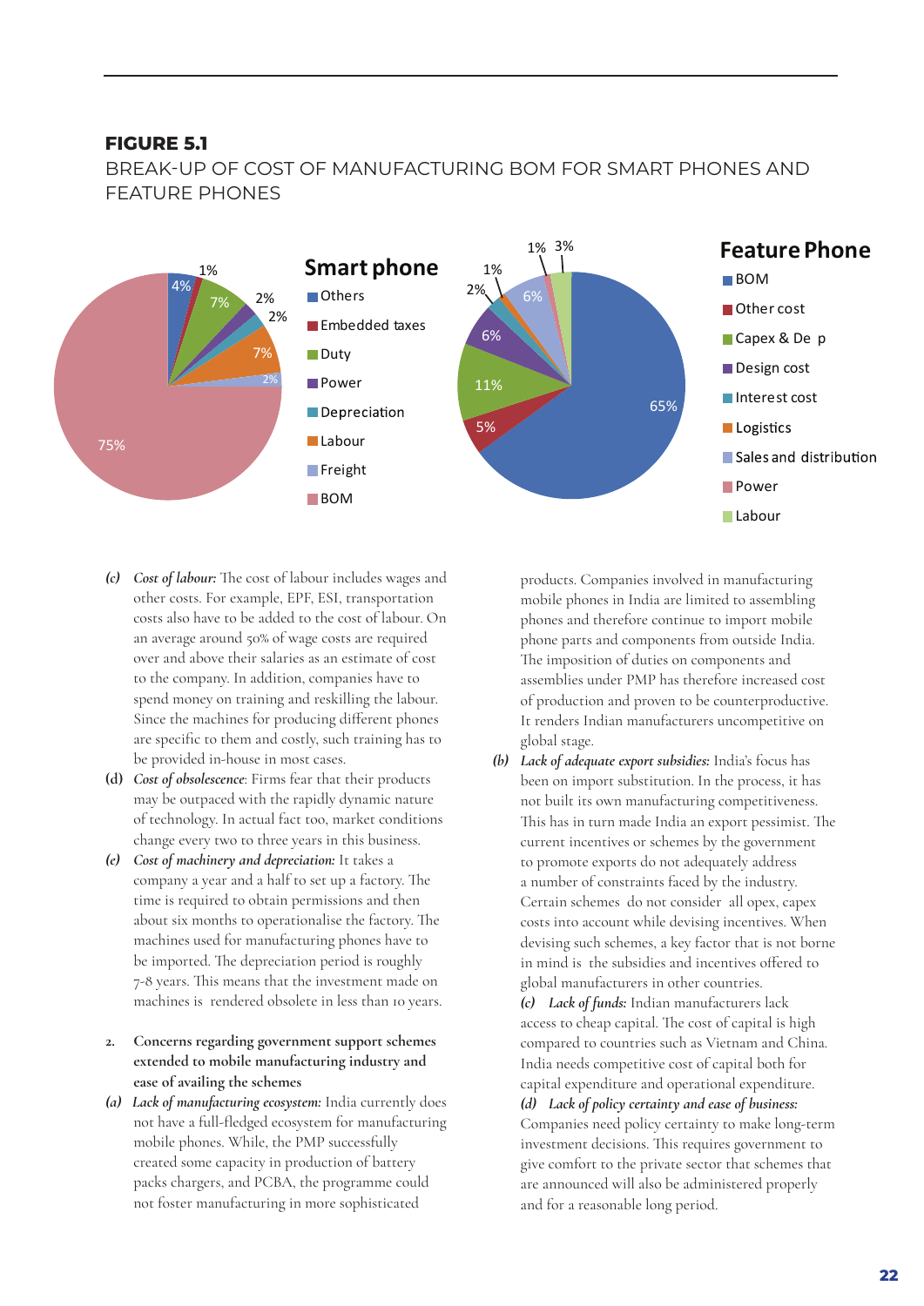**FIGURE 5.1**

BREAK-UP OF COST OF MANUFACTURING BOM FOR SMART PHONES AND FEATURE PHONES

**Smart phone**

- Others: 4%
- Embedded taxes: 1%
- Duty: 7%
- Power: 2%
- Depreciation: 2%
- Labour: 7%
- Freight: 2%
- BOM: 75%

**Feature Phone**

- BOM: 65%
- Other cost: 5%
- Capex & De p: 11%
- Design cost: 6%
- Interest cost: 2%
- Logistics: 1%
- Sales and distribution: 6%
- Power: 1%
- Labour: 3%

*(c)* ***Cost of labour:*** The cost of labour includes wages and other costs. For example, EPF, ESI, transportation costs also have to be added to the cost of labour. On an average around 50% of wage costs are required over and above their salaries as an estimate of cost to the company. In addition, companies have to spend money on training and reskilling the labour. Since the machines for producing different phones are specific to them and costly, such training has to be provided in-house in most cases.

**(d)** ***Cost of obsolescence***: Firms fear that their products may be outpaced with the rapidly dynamic nature of technology. In actual fact too, market conditions change every two to three years in this business.

*(e)* ***Cost of machinery and depreciation:*** It takes a company a year and a half to set up a factory. The time is required to obtain permissions and then about six months to operationalise the factory. The machines used for manufacturing phones have to be imported. The depreciation period is roughly 7-8 years. This means that the investment made on machines is rendered obsolete in less than 10 years.

2. **Concerns regarding government support schemes extended to mobile manufacturing industry and ease of availing the schemes**

*(a)* ***Lack of manufacturing ecosystem:*** India currently does not have a full-fledged ecosystem for manufacturing mobile phones. While, the PMP successfully created some capacity in production of battery packs chargers, and PCBA, the programme could not foster manufacturing in more sophisticated products. Companies involved in manufacturing mobile phones in India are limited to assembling phones and therefore continue to import mobile phone parts and components from outside India. The imposition of duties on components and assemblies under PMP has therefore increased cost of production and proven to be counterproductive. It renders Indian manufacturers uncompetitive on global stage.

*(b)* ***Lack of adequate export subsidies:*** India's focus has been on import substitution. In the process, it has not built its own manufacturing competitiveness. This has in turn made India an export pessimist. The current incentives or schemes by the government to promote exports do not adequately address a number of constraints faced by the industry. Certain schemes do not consider all opex, capex costs into account while devising incentives. When devising such schemes, a key factor that is not borne in mind is the subsidies and incentives offered to global manufacturers in other countries.

*(c)* ***Lack of funds:*** Indian manufacturers lack access to cheap capital. The cost of capital is high compared to countries such as Vietnam and China. India needs competitive cost of capital both for capital expenditure and operational expenditure.

*(d)* ***Lack of policy certainty and ease of business:*** Companies need policy certainty to make long-term investment decisions. This requires government to give comfort to the private sector that schemes that are announced will also be administered properly and for a reasonable long period.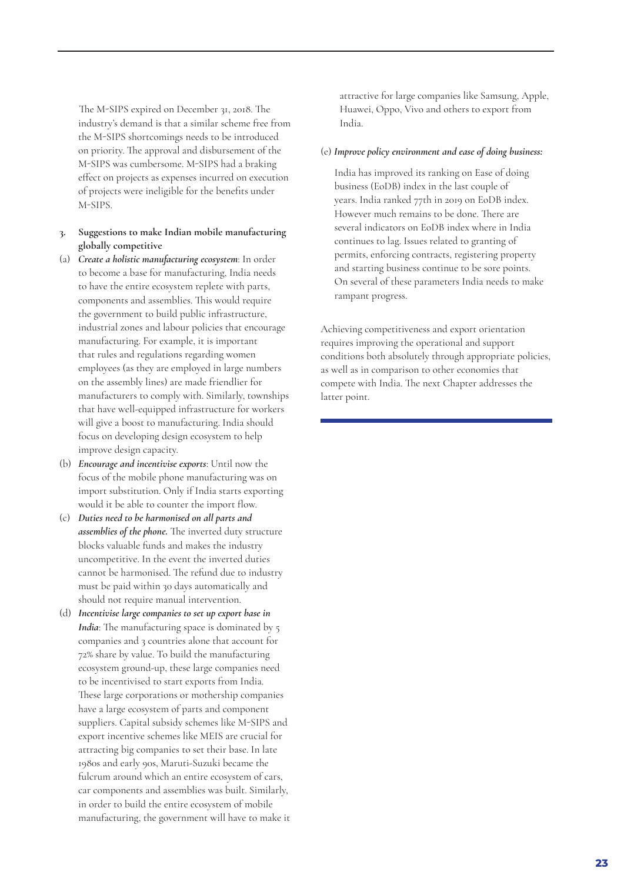The M-SIPS expired on December 31, 2018. The industry's demand is that a similar scheme free from the M-SIPS shortcomings needs to be introduced on priority. The approval and disbursement of the M-SIPS was cumbersome. M-SIPS had a braking effect on projects as expenses incurred on execution of projects were ineligible for the benefits under M-SIPS.

## 3. Suggestions to make Indian mobile manufacturing globally competitive

(a) ***Create a holistic manufacturing ecosystem***: In order to become a base for manufacturing, India needs to have the entire ecosystem replete with parts, components and assemblies. This would require the government to build public infrastructure, industrial zones and labour policies that encourage manufacturing. For example, it is important that rules and regulations regarding women employees (as they are employed in large numbers on the assembly lines) are made friendlier for manufacturers to comply with. Similarly, townships that have well-equipped infrastructure for workers will give a boost to manufacturing. India should focus on developing design ecosystem to help improve design capacity.

(b) ***Encourage and incentivise exports***: Until now the focus of the mobile phone manufacturing was on import substitution. Only if India starts exporting would it be able to counter the import flow.

(c) ***Duties need to be harmonised on all parts and assemblies of the phone.*** The inverted duty structure blocks valuable funds and makes the industry uncompetitive. In the event the inverted duties cannot be harmonised. The refund due to industry must be paid within 30 days automatically and should not require manual intervention.

(d) ***Incentivise large companies to set up export base in India***: The manufacturing space is dominated by 5 companies and 3 countries alone that account for 72% share by value. To build the manufacturing ecosystem ground-up, these large companies need to be incentivised to start exports from India. These large corporations or mothership companies have a large ecosystem of parts and component suppliers. Capital subsidy schemes like M-SIPS and export incentive schemes like MEIS are crucial for attracting big companies to set their base. In late 1980s and early 90s, Maruti-Suzuki became the fulcrum around which an entire ecosystem of cars, car components and assemblies was built. Similarly, in order to build the entire ecosystem of mobile manufacturing, the government will have to make it attractive for large companies like Samsung, Apple, Huawei, Oppo, Vivo and others to export from India.

(e) ***Improve policy environment and ease of doing business:***

India has improved its ranking on Ease of doing business (EoDB) index in the last couple of years. India ranked 77th in 2019 on EoDB index. However much remains to be done. There are several indicators on EoDB index where in India continues to lag. Issues related to granting of permits, enforcing contracts, registering property and starting business continue to be sore points. On several of these parameters India needs to make rampant progress.

Achieving competitiveness and export orientation requires improving the operational and support conditions both absolutely through appropriate policies, as well as in comparison to other economies that compete with India. The next Chapter addresses the latter point.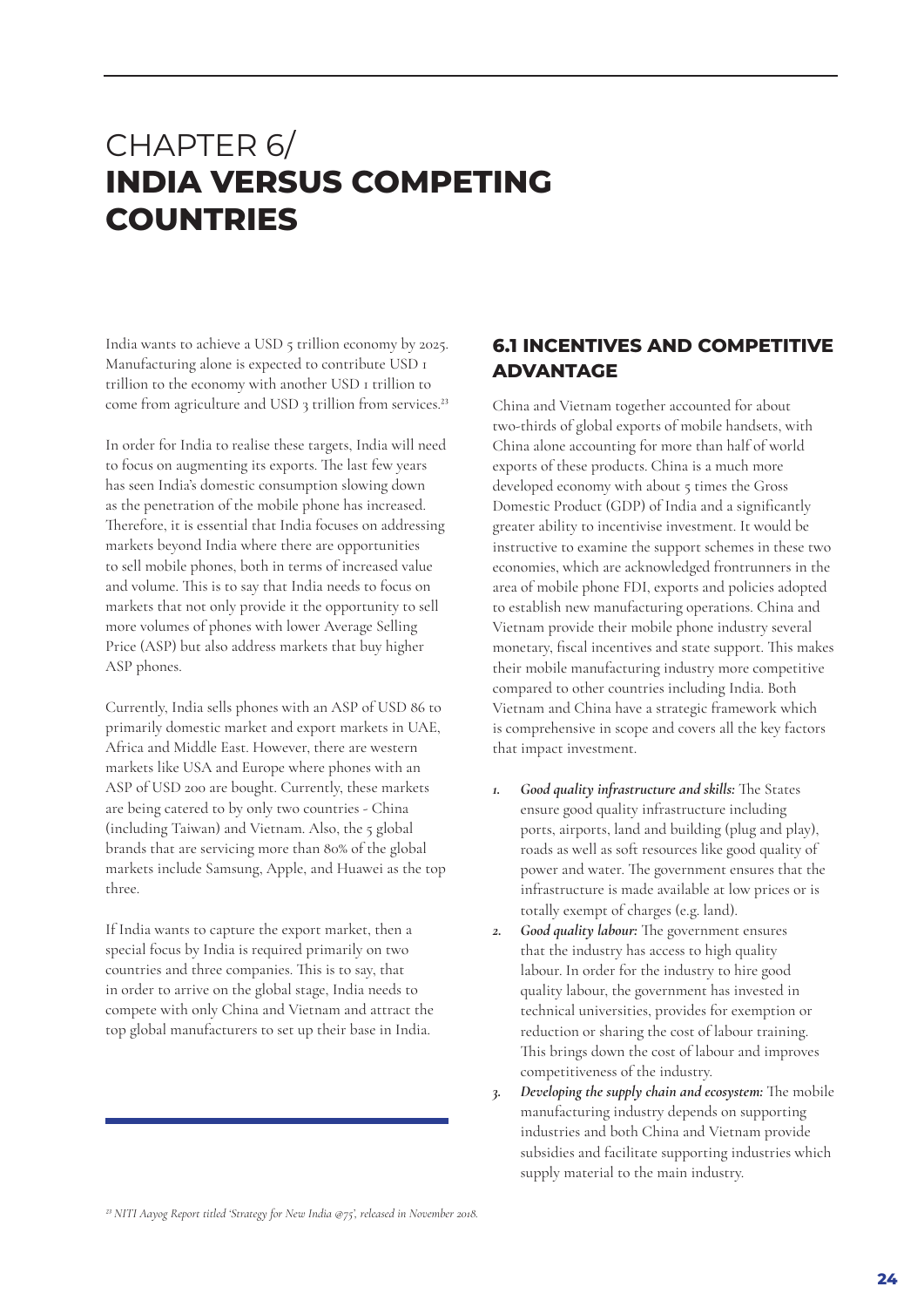# CHAPTER 6/ **INDIA VERSUS COMPETING COUNTRIES**

India wants to achieve a USD 5 trillion economy by 2025. Manufacturing alone is expected to contribute USD 1 trillion to the economy with another USD 1 trillion to come from agriculture and USD 3 trillion from services.[23]

In order for India to realise these targets, India will need to focus on augmenting its exports. The last few years has seen India's domestic consumption slowing down as the penetration of the mobile phone has increased. Therefore, it is essential that India focuses on addressing markets beyond India where there are opportunities to sell mobile phones, both in terms of increased value and volume. This is to say that India needs to focus on markets that not only provide it the opportunity to sell more volumes of phones with lower Average Selling Price (ASP) but also address markets that buy higher ASP phones.

Currently, India sells phones with an ASP of USD 86 to primarily domestic market and export markets in UAE, Africa and Middle East. However, there are western markets like USA and Europe where phones with an ASP of USD 200 are bought. Currently, these markets are being catered to by only two countries - China (including Taiwan) and Vietnam. Also, the 5 global brands that are servicing more than 80% of the global markets include Samsung, Apple, and Huawei as the top three.

If India wants to capture the export market, then a special focus by India is required primarily on two countries and three companies. This is to say, that in order to arrive on the global stage, India needs to compete with only China and Vietnam and attract the top global manufacturers to set up their base in India.

## 6.1 INCENTIVES AND COMPETITIVE ADVANTAGE

China and Vietnam together accounted for about two-thirds of global exports of mobile handsets, with China alone accounting for more than half of world exports of these products. China is a much more developed economy with about 5 times the Gross Domestic Product (GDP) of India and a significantly greater ability to incentivise investment. It would be instructive to examine the support schemes in these two economies, which are acknowledged frontrunners in the area of mobile phone FDI, exports and policies adopted to establish new manufacturing operations. China and Vietnam provide their mobile phone industry several monetary, fiscal incentives and state support. This makes their mobile manufacturing industry more competitive compared to other countries including India. Both Vietnam and China have a strategic framework which is comprehensive in scope and covers all the key factors that impact investment.

1. ***Good quality infrastructure and skills:*** The States ensure good quality infrastructure including ports, airports, land and building (plug and play), roads as well as soft resources like good quality of power and water. The government ensures that the infrastructure is made available at low prices or is totally exempt of charges (e.g. land).
2. ***Good quality labour:*** The government ensures that the industry has access to high quality labour. In order for the industry to hire good quality labour, the government has invested in technical universities, provides for exemption or reduction or sharing the cost of labour training. This brings down the cost of labour and improves competitiveness of the industry.
3. ***Developing the supply chain and ecosystem:*** The mobile manufacturing industry depends on supporting industries and both China and Vietnam provide subsidies and facilitate supporting industries which supply material to the main industry.

*[23] NITI Aayog Report titled 'Strategy for New India @75', released in November 2018.*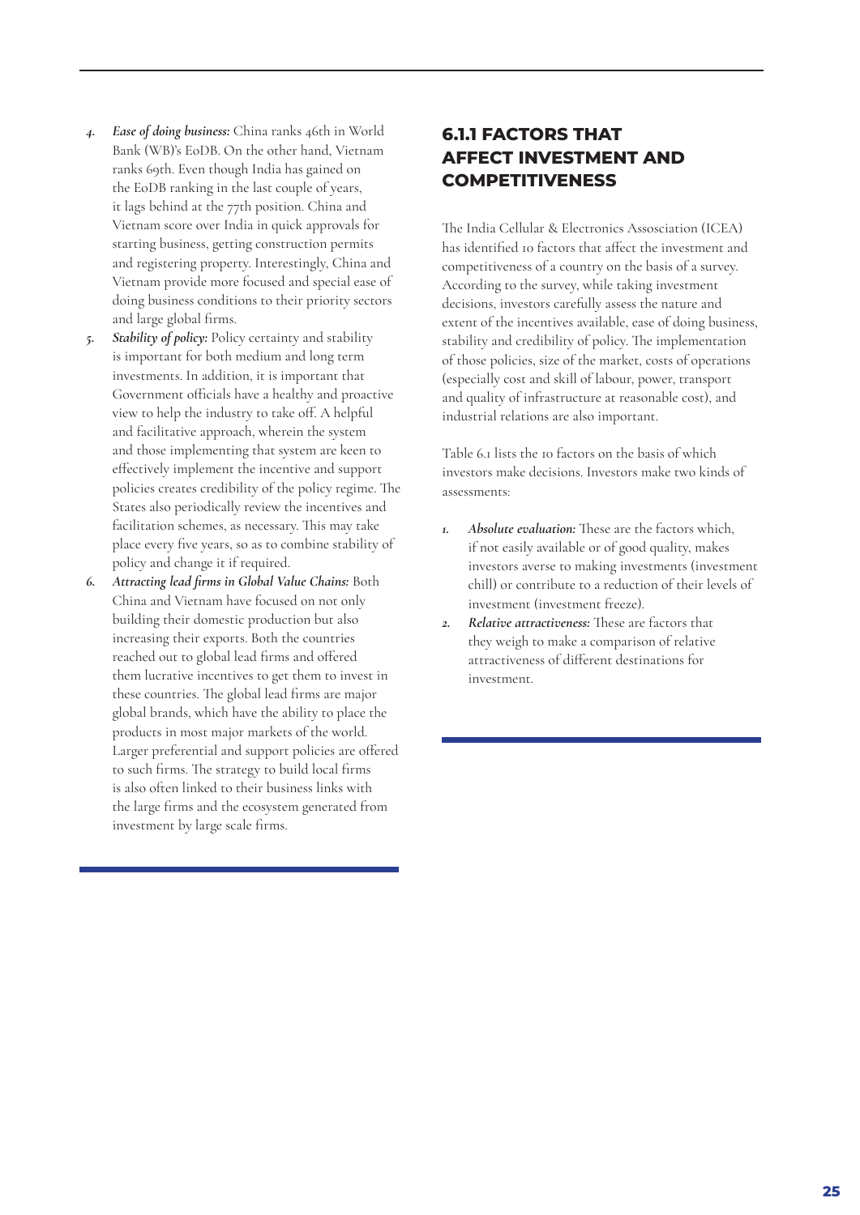4. ***Ease of doing business:*** China ranks 46th in World Bank (WB)'s EoDB. On the other hand, Vietnam ranks 69th. Even though India has gained on the EoDB ranking in the last couple of years, it lags behind at the 77th position. China and Vietnam score over India in quick approvals for starting business, getting construction permits and registering property. Interestingly, China and Vietnam provide more focused and special ease of doing business conditions to their priority sectors and large global firms.
5. ***Stability of policy:*** Policy certainty and stability is important for both medium and long term investments. In addition, it is important that Government officials have a healthy and proactive view to help the industry to take off. A helpful and facilitative approach, wherein the system and those implementing that system are keen to effectively implement the incentive and support policies creates credibility of the policy regime. The States also periodically review the incentives and facilitation schemes, as necessary. This may take place every five years, so as to combine stability of policy and change it if required.
6. ***Attracting lead firms in Global Value Chains:*** Both China and Vietnam have focused on not only building their domestic production but also increasing their exports. Both the countries reached out to global lead firms and offered them lucrative incentives to get them to invest in these countries. The global lead firms are major global brands, which have the ability to place the products in most major markets of the world. Larger preferential and support policies are offered to such firms. The strategy to build local firms is also often linked to their business links with the large firms and the ecosystem generated from investment by large scale firms.

### 6.1.1 FACTORS THAT AFFECT INVESTMENT AND COMPETITIVENESS

The India Cellular & Electronics Assosciation (ICEA) has identified 10 factors that affect the investment and competitiveness of a country on the basis of a survey. According to the survey, while taking investment decisions, investors carefully assess the nature and extent of the incentives available, ease of doing business, stability and credibility of policy. The implementation of those policies, size of the market, costs of operations (especially cost and skill of labour, power, transport and quality of infrastructure at reasonable cost), and industrial relations are also important.

Table 6.1 lists the 10 factors on the basis of which investors make decisions. Investors make two kinds of assessments:

1. ***Absolute evaluation:*** These are the factors which, if not easily available or of good quality, makes investors averse to making investments (investment chill) or contribute to a reduction of their levels of investment (investment freeze).
2. ***Relative attractiveness:*** These are factors that they weigh to make a comparison of relative attractiveness of different destinations for investment.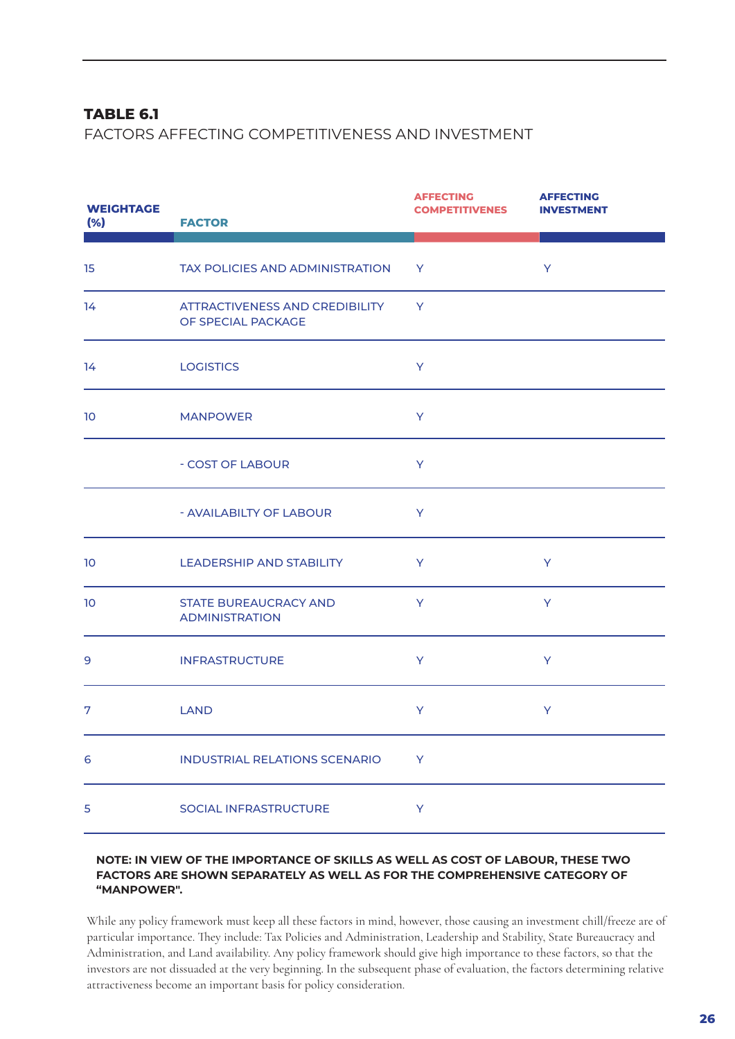**TABLE 6.1**

FACTORS AFFECTING COMPETITIVENESS AND INVESTMENT

| WEIGHTAGE (%) | FACTOR | AFFECTING COMPETITIVENES | AFFECTING INVESTMENT |
|---|---|---|---|
| 15 | TAX POLICIES AND ADMINISTRATION | Y | Y |
| 14 | ATTRACTIVENESS AND CREDIBILITY OF SPECIAL PACKAGE | Y | |
| 14 | LOGISTICS | Y | |
| 10 | MANPOWER | Y | |
| | - COST OF LABOUR | Y | |
| | - AVAILABILTY OF LABOUR | Y | |
| 10 | LEADERSHIP AND STABILITY | Y | Y |
| 10 | STATE BUREAUCRACY AND ADMINISTRATION | Y | Y |
| 9 | INFRASTRUCTURE | Y | Y |
| 7 | LAND | Y | Y |
| 6 | INDUSTRIAL RELATIONS SCENARIO | Y | |
| 5 | SOCIAL INFRASTRUCTURE | Y | |

**NOTE: IN VIEW OF THE IMPORTANCE OF SKILLS AS WELL AS COST OF LABOUR, THESE TWO FACTORS ARE SHOWN SEPARATELY AS WELL AS FOR THE COMPREHENSIVE CATEGORY OF "MANPOWER".**

While any policy framework must keep all these factors in mind, however, those causing an investment chill/freeze are of particular importance. They include: Tax Policies and Administration, Leadership and Stability, State Bureaucracy and Administration, and Land availability. Any policy framework should give high importance to these factors, so that the investors are not dissuaded at the very beginning. In the subsequent phase of evaluation, the factors determining relative attractiveness become an important basis for policy consideration.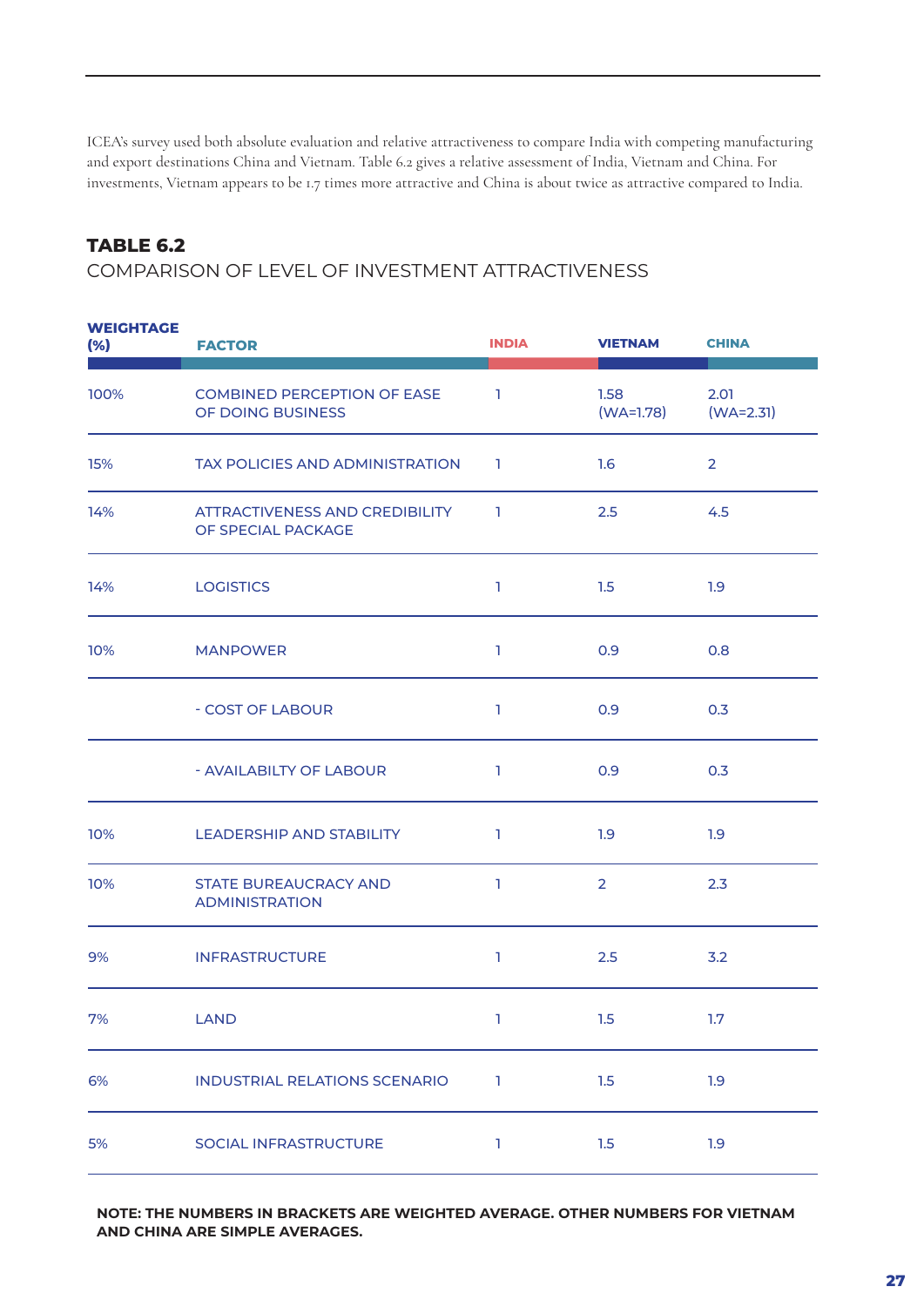ICEA's survey used both absolute evaluation and relative attractiveness to compare India with competing manufacturing and export destinations China and Vietnam. Table 6.2 gives a relative assessment of India, Vietnam and China. For investments, Vietnam appears to be 1.7 times more attractive and China is about twice as attractive compared to India.

## TABLE 6.2

COMPARISON OF LEVEL OF INVESTMENT ATTRACTIVENESS

| WEIGHTAGE (%) | FACTOR | INDIA | VIETNAM | CHINA |
|---|---|---|---|---|
| 100% | COMBINED PERCEPTION OF EASE OF DOING BUSINESS | 1 | 1.58 (WA=1.78) | 2.01 (WA=2.31) |
| 15% | TAX POLICIES AND ADMINISTRATION | 1 | 1.6 | 2 |
| 14% | ATTRACTIVENESS AND CREDIBILITY OF SPECIAL PACKAGE | 1 | 2.5 | 4.5 |
| 14% | LOGISTICS | 1 | 1.5 | 1.9 |
| 10% | MANPOWER | 1 | 0.9 | 0.8 |
| | - COST OF LABOUR | 1 | 0.9 | 0.3 |
| | - AVAILABILTY OF LABOUR | 1 | 0.9 | 0.3 |
| 10% | LEADERSHIP AND STABILITY | 1 | 1.9 | 1.9 |
| 10% | STATE BUREAUCRACY AND ADMINISTRATION | 1 | 2 | 2.3 |
| 9% | INFRASTRUCTURE | 1 | 2.5 | 3.2 |
| 7% | LAND | 1 | 1.5 | 1.7 |
| 6% | INDUSTRIAL RELATIONS SCENARIO | 1 | 1.5 | 1.9 |
| 5% | SOCIAL INFRASTRUCTURE | 1 | 1.5 | 1.9 |

**NOTE: THE NUMBERS IN BRACKETS ARE WEIGHTED AVERAGE. OTHER NUMBERS FOR VIETNAM AND CHINA ARE SIMPLE AVERAGES.**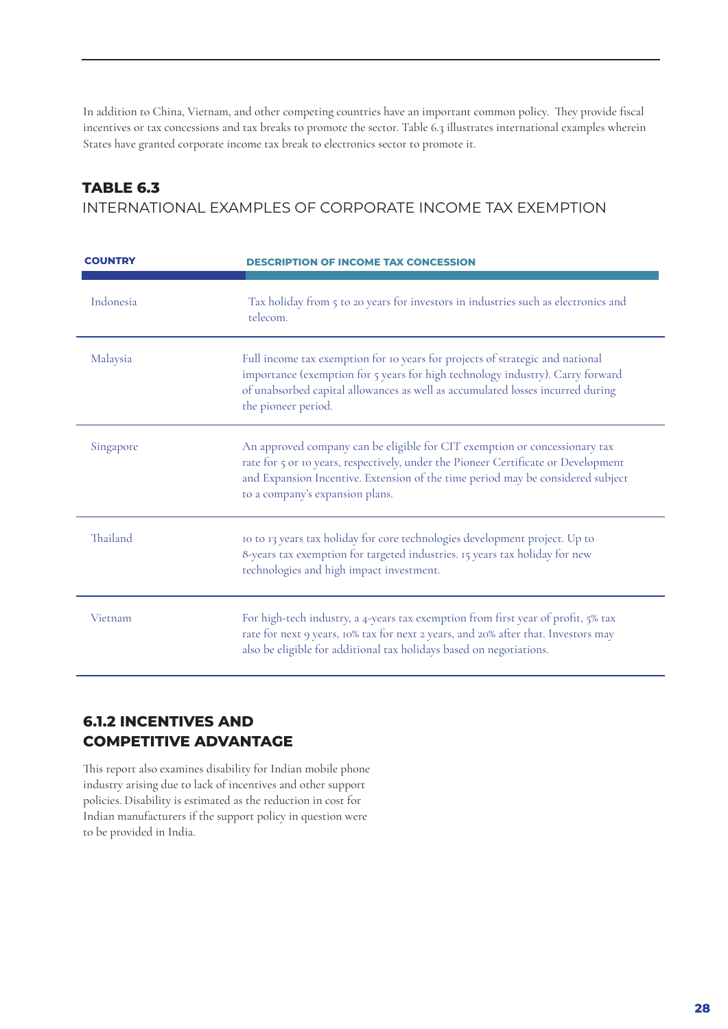In addition to China, Vietnam, and other competing countries have an important common policy. They provide fiscal incentives or tax concessions and tax breaks to promote the sector. Table 6.3 illustrates international examples wherein States have granted corporate income tax break to electronics sector to promote it.

**TABLE 6.3**

INTERNATIONAL EXAMPLES OF CORPORATE INCOME TAX EXEMPTION

| COUNTRY | DESCRIPTION OF INCOME TAX CONCESSION |
|---|---|
| Indonesia | Tax holiday from 5 to 20 years for investors in industries such as electronics and telecom. |
| Malaysia | Full income tax exemption for 10 years for projects of strategic and national importance (exemption for 5 years for high technology industry). Carry forward of unabsorbed capital allowances as well as accumulated losses incurred during the pioneer period. |
| Singapore | An approved company can be eligible for CIT exemption or concessionary tax rate for 5 or 10 years, respectively, under the Pioneer Certificate or Development and Expansion Incentive. Extension of the time period may be considered subject to a company's expansion plans. |
| Thailand | 10 to 13 years tax holiday for core technologies development project. Up to 8-years tax exemption for targeted industries. 15 years tax holiday for new technologies and high impact investment. |
| Vietnam | For high-tech industry, a 4-years tax exemption from first year of profit, 5% tax rate for next 9 years, 10% tax for next 2 years, and 20% after that. Investors may also be eligible for additional tax holidays based on negotiations. |

## 6.1.2 INCENTIVES AND COMPETITIVE ADVANTAGE

This report also examines disability for Indian mobile phone industry arising due to lack of incentives and other support policies. Disability is estimated as the reduction in cost for Indian manufacturers if the support policy in question were to be provided in India.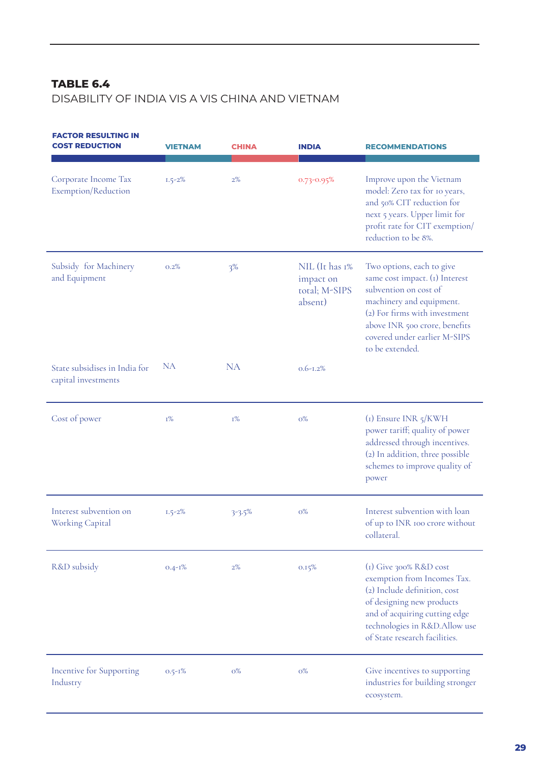**TABLE 6.4**

DISABILITY OF INDIA VIS A VIS CHINA AND VIETNAM

| FACTOR RESULTING IN COST REDUCTION | VIETNAM | CHINA | INDIA | RECOMMENDATIONS |
|---|---|---|---|---|
| Corporate Income Tax Exemption/Reduction | 1.5-2% | 2% | 0.73-0.95% | Improve upon the Vietnam model: Zero tax for 10 years, and 50% CIT reduction for next 5 years. Upper limit for profit rate for CIT exemption/ reduction to be 8%. |
| Subsidy for Machinery and Equipment | 0.2% | 3% | NIL (It has 1% impact on total; M-SIPS absent) | Two options, each to give same cost impact. (1) Interest subvention on cost of machinery and equipment. (2) For firms with investment above INR 500 crore, benefits covered under earlier M-SIPS to be extended. |
| State subsidises in India for capital investments | NA | NA | 0.6-1.2% | |
| Cost of power | 1% | 1% | 0% | (1) Ensure INR 5/KWH power tariff; quality of power addressed through incentives. (2) In addition, three possible schemes to improve quality of power |
| Interest subvention on Working Capital | 1.5-2% | 3-3.5% | 0% | Interest subvention with loan of up to INR 100 crore without collateral. |
| R&D subsidy | 0.4-1% | 2% | 0.15% | (1) Give 300% R&D cost exemption from Incomes Tax. (2) Include definition, cost of designing new products and of acquiring cutting edge technologies in R&D.Allow use of State research facilities. |
| Incentive for Supporting Industry | 0.5-1% | 0% | 0% | Give incentives to supporting industries for building stronger ecosystem. |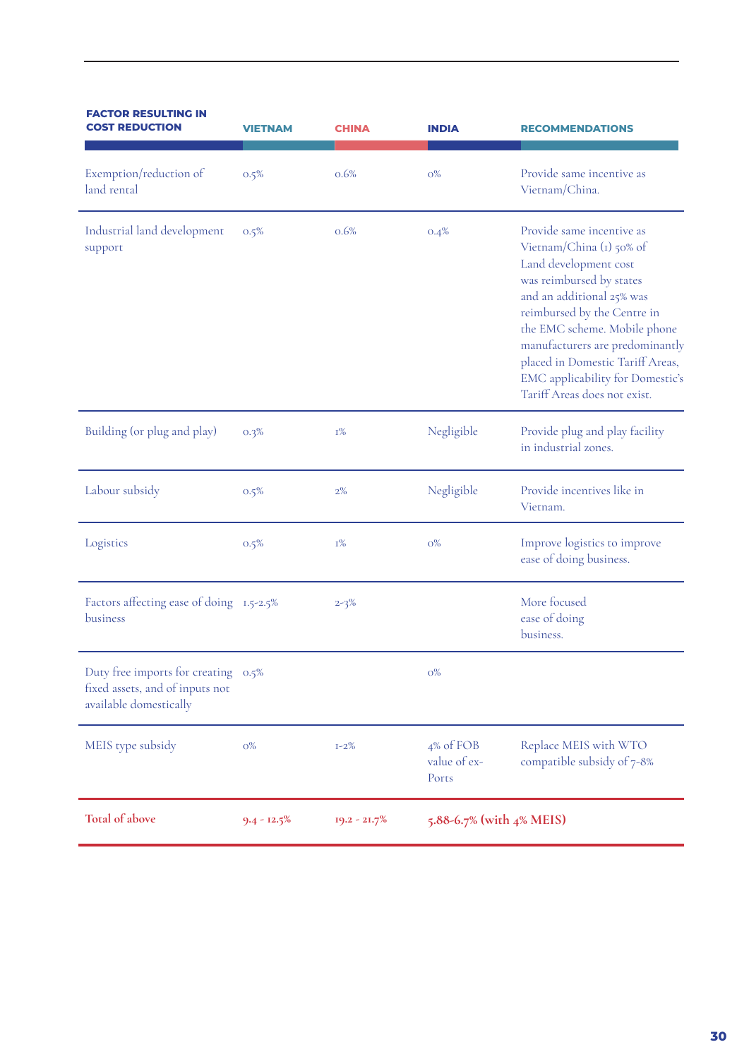| FACTOR RESULTING IN COST REDUCTION | VIETNAM | CHINA | INDIA | RECOMMENDATIONS |
|---|---|---|---|---|
| Exemption/reduction of land rental | 0.5% | 0.6% | 0% | Provide same incentive as Vietnam/China. |
| Industrial land development support | 0.5% | 0.6% | 0.4% | Provide same incentive as Vietnam/China (1) 50% of Land development cost was reimbursed by states and an additional 25% was reimbursed by the Centre in the EMC scheme. Mobile phone manufacturers are predominantly placed in Domestic Tariff Areas, EMC applicability for Domestic's Tariff Areas does not exist. |
| Building (or plug and play) | 0.3% | 1% | Negligible | Provide plug and play facility in industrial zones. |
| Labour subsidy | 0.5% | 2% | Negligible | Provide incentives like in Vietnam. |
| Logistics | 0.5% | 1% | 0% | Improve logistics to improve ease of doing business. |
| Factors affecting ease of doing business | 1.5-2.5% | 2-3% | | More focused ease of doing business. |
| Duty free imports for creating fixed assets, and of inputs not available domestically | 0.5% | | 0% | |
| MEIS type subsidy | 0% | 1-2% | 4% of FOB value of ex-Ports | Replace MEIS with WTO compatible subsidy of 7-8% |
| **Total of above** | **9.4 - 12.5%** | **19.2 - 21.7%** | **5.88-6.7% (with 4% MEIS)** | |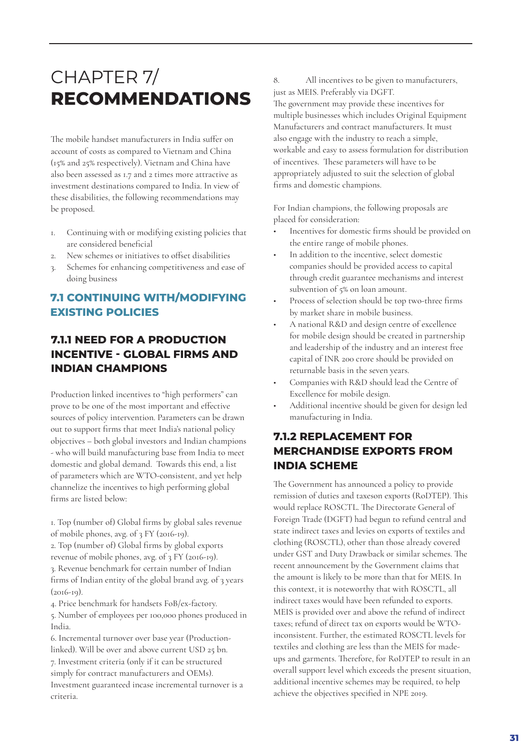# CHAPTER 7/ **RECOMMENDATIONS**

The mobile handset manufacturers in India suffer on account of costs as compared to Vietnam and China (15% and 25% respectively). Vietnam and China have also been assessed as 1.7 and 2 times more attractive as investment destinations compared to India. In view of these disabilities, the following recommendations may be proposed.

1. Continuing with or modifying existing policies that are considered beneficial
2. New schemes or initiatives to offset disabilities
3. Schemes for enhancing competitiveness and ease of doing business

## 7.1 CONTINUING WITH/MODIFYING EXISTING POLICIES

### 7.1.1 NEED FOR A PRODUCTION INCENTIVE - GLOBAL FIRMS AND INDIAN CHAMPIONS

Production linked incentives to "high performers" can prove to be one of the most important and effective sources of policy intervention. Parameters can be drawn out to support firms that meet India's national policy objectives – both global investors and Indian champions - who will build manufacturing base from India to meet domestic and global demand. Towards this end, a list of parameters which are WTO-consistent, and yet help channelize the incentives to high performing global firms are listed below:

1. Top (number of) Global firms by global sales revenue of mobile phones, avg. of 3 FY (2016-19).
2. Top (number of) Global firms by global exports revenue of mobile phones, avg. of 3 FY (2016-19).
3. Revenue benchmark for certain number of Indian firms of Indian entity of the global brand avg. of 3 years (2016-19).
4. Price benchmark for handsets FoB/ex-factory.
5. Number of employees per 100,000 phones produced in India.
6. Incremental turnover over base year (Production-linked). Will be over and above current USD 25 bn.
7. Investment criteria (only if it can be structured simply for contract manufacturers and OEMs). Investment guaranteed incase incremental turnover is a criteria.
8. All incentives to be given to manufacturers, just as MEIS. Preferably via DGFT.

The government may provide these incentives for multiple businesses which includes Original Equipment Manufacturers and contract manufacturers. It must also engage with the industry to reach a simple, workable and easy to assess formulation for distribution of incentives. These parameters will have to be appropriately adjusted to suit the selection of global firms and domestic champions.

For Indian champions, the following proposals are placed for consideration:

- Incentives for domestic firms should be provided on the entire range of mobile phones.
- In addition to the incentive, select domestic companies should be provided access to capital through credit guarantee mechanisms and interest subvention of 5% on loan amount.
- Process of selection should be top two-three firms by market share in mobile business.
- A national R&D and design centre of excellence for mobile design should be created in partnership and leadership of the industry and an interest free capital of INR 200 crore should be provided on returnable basis in the seven years.
- Companies with R&D should lead the Centre of Excellence for mobile design.
- Additional incentive should be given for design led manufacturing in India.

### 7.1.2 REPLACEMENT FOR MERCHANDISE EXPORTS FROM INDIA SCHEME

The Government has announced a policy to provide remission of duties and taxeson exports (RoDTEP). This would replace ROSCTL. The Directorate General of Foreign Trade (DGFT) had begun to refund central and state indirect taxes and levies on exports of textiles and clothing (ROSCTL), other than those already covered under GST and Duty Drawback or similar schemes. The recent announcement by the Government claims that the amount is likely to be more than that for MEIS. In this context, it is noteworthy that with ROSCTL, all indirect taxes would have been refunded to exports. MEIS is provided over and above the refund of indirect taxes; refund of direct tax on exports would be WTO-inconsistent. Further, the estimated ROSCTL levels for textiles and clothing are less than the MEIS for made-ups and garments. Therefore, for RoDTEP to result in an overall support level which exceeds the present situation, additional incentive schemes may be required, to help achieve the objectives specified in NPE 2019.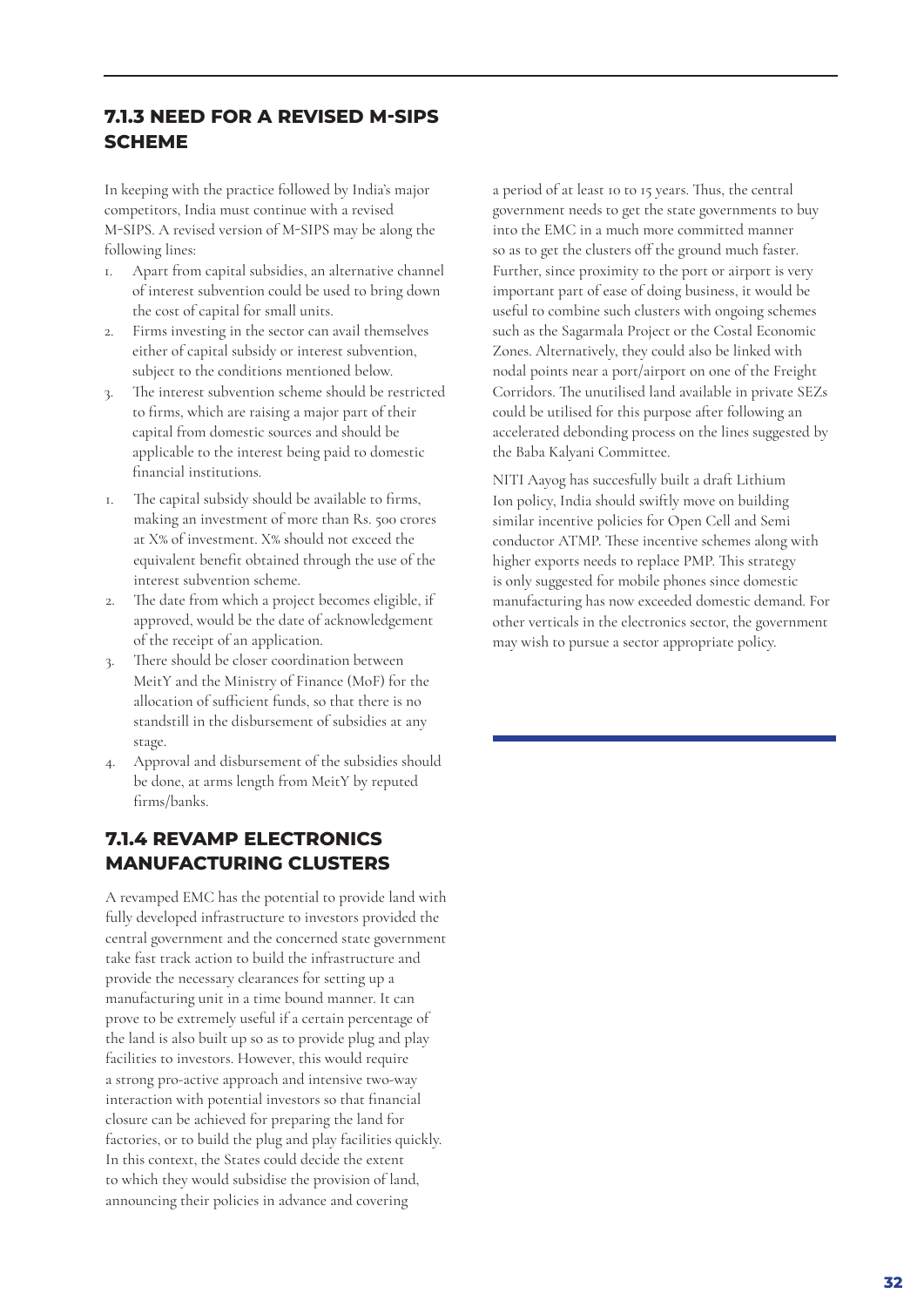### 7.1.3 NEED FOR A REVISED M-SIPS SCHEME

In keeping with the practice followed by India's major competitors, India must continue with a revised M-SIPS. A revised version of M-SIPS may be along the following lines:

1. Apart from capital subsidies, an alternative channel of interest subvention could be used to bring down the cost of capital for small units.
2. Firms investing in the sector can avail themselves either of capital subsidy or interest subvention, subject to the conditions mentioned below.
3. The interest subvention scheme should be restricted to firms, which are raising a major part of their capital from domestic sources and should be applicable to the interest being paid to domestic financial institutions.

1. The capital subsidy should be available to firms, making an investment of more than Rs. 500 crores at X% of investment. X% should not exceed the equivalent benefit obtained through the use of the interest subvention scheme.
2. The date from which a project becomes eligible, if approved, would be the date of acknowledgement of the receipt of an application.
3. There should be closer coordination between MeitY and the Ministry of Finance (MoF) for the allocation of sufficient funds, so that there is no standstill in the disbursement of subsidies at any stage.
4. Approval and disbursement of the subsidies should be done, at arms length from MeitY by reputed firms/banks.

### 7.1.4 REVAMP ELECTRONICS MANUFACTURING CLUSTERS

A revamped EMC has the potential to provide land with fully developed infrastructure to investors provided the central government and the concerned state government take fast track action to build the infrastructure and provide the necessary clearances for setting up a manufacturing unit in a time bound manner. It can prove to be extremely useful if a certain percentage of the land is also built up so as to provide plug and play facilities to investors. However, this would require a strong pro-active approach and intensive two-way interaction with potential investors so that financial closure can be achieved for preparing the land for factories, or to build the plug and play facilities quickly. In this context, the States could decide the extent to which they would subsidise the provision of land, announcing their policies in advance and covering a period of at least 10 to 15 years. Thus, the central government needs to get the state governments to buy into the EMC in a much more committed manner so as to get the clusters off the ground much faster. Further, since proximity to the port or airport is very important part of ease of doing business, it would be useful to combine such clusters with ongoing schemes such as the Sagarmala Project or the Costal Economic Zones. Alternatively, they could also be linked with nodal points near a port/airport on one of the Freight Corridors. The unutilised land available in private SEZs could be utilised for this purpose after following an accelerated debonding process on the lines suggested by the Baba Kalyani Committee.

NITI Aayog has succesfully built a draft Lithium Ion policy, India should swiftly move on building similar incentive policies for Open Cell and Semi conductor ATMP. These incentive schemes along with higher exports needs to replace PMP. This strategy is only suggested for mobile phones since domestic manufacturing has now exceeded domestic demand. For other verticals in the electronics sector, the government may wish to pursue a sector appropriate policy.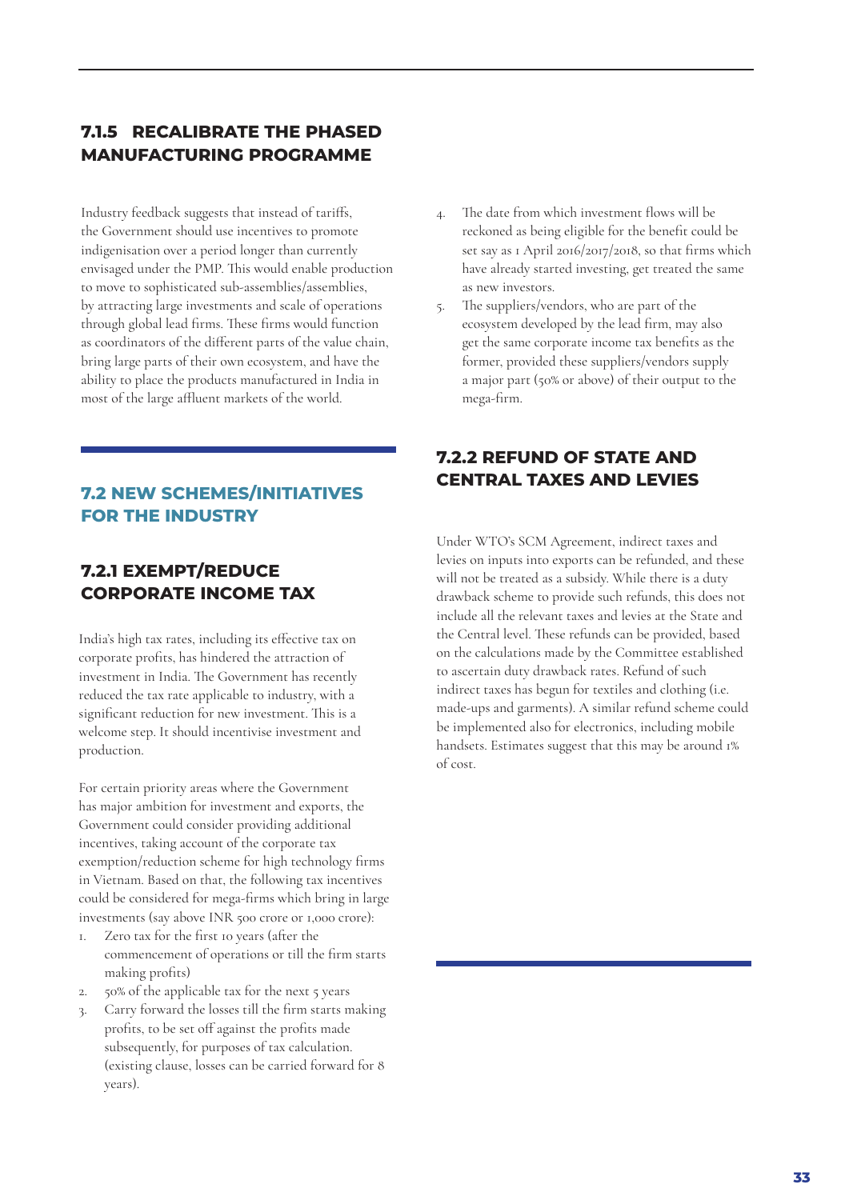### 7.1.5 RECALIBRATE THE PHASED MANUFACTURING PROGRAMME

Industry feedback suggests that instead of tariffs, the Government should use incentives to promote indigenisation over a period longer than currently envisaged under the PMP. This would enable production to move to sophisticated sub-assemblies/assemblies, by attracting large investments and scale of operations through global lead firms. These firms would function as coordinators of the different parts of the value chain, bring large parts of their own ecosystem, and have the ability to place the products manufactured in India in most of the large affluent markets of the world.

## 7.2 NEW SCHEMES/INITIATIVES FOR THE INDUSTRY

### 7.2.1 EXEMPT/REDUCE CORPORATE INCOME TAX

India's high tax rates, including its effective tax on corporate profits, has hindered the attraction of investment in India. The Government has recently reduced the tax rate applicable to industry, with a significant reduction for new investment. This is a welcome step. It should incentivise investment and production.

For certain priority areas where the Government has major ambition for investment and exports, the Government could consider providing additional incentives, taking account of the corporate tax exemption/reduction scheme for high technology firms in Vietnam. Based on that, the following tax incentives could be considered for mega-firms which bring in large investments (say above INR 500 crore or 1,000 crore):

1. Zero tax for the first 10 years (after the commencement of operations or till the firm starts making profits)
2. 50% of the applicable tax for the next 5 years
3. Carry forward the losses till the firm starts making profits, to be set off against the profits made subsequently, for purposes of tax calculation. (existing clause, losses can be carried forward for 8 years).
4. The date from which investment flows will be reckoned as being eligible for the benefit could be set say as 1 April 2016/2017/2018, so that firms which have already started investing, get treated the same as new investors.
5. The suppliers/vendors, who are part of the ecosystem developed by the lead firm, may also get the same corporate income tax benefits as the former, provided these suppliers/vendors supply a major part (50% or above) of their output to the mega-firm.

### 7.2.2 REFUND OF STATE AND CENTRAL TAXES AND LEVIES

Under WTO's SCM Agreement, indirect taxes and levies on inputs into exports can be refunded, and these will not be treated as a subsidy. While there is a duty drawback scheme to provide such refunds, this does not include all the relevant taxes and levies at the State and the Central level. These refunds can be provided, based on the calculations made by the Committee established to ascertain duty drawback rates. Refund of such indirect taxes has begun for textiles and clothing (i.e. made-ups and garments). A similar refund scheme could be implemented also for electronics, including mobile handsets. Estimates suggest that this may be around 1% of cost.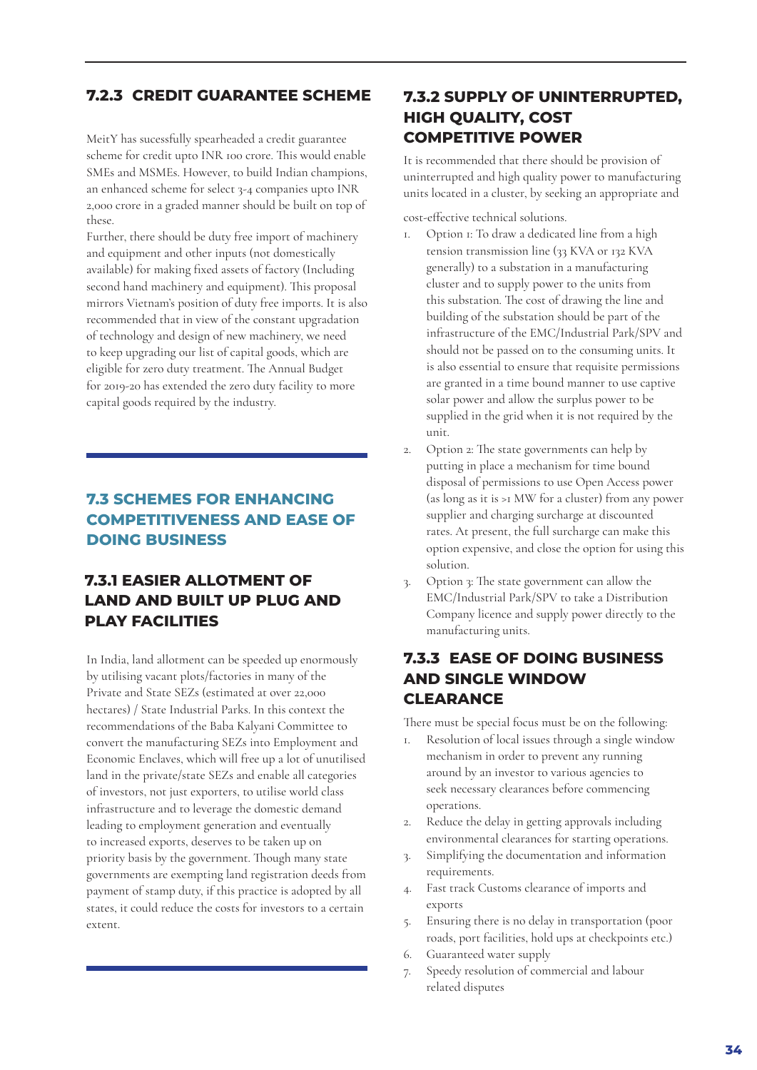### 7.2.3 CREDIT GUARANTEE SCHEME

MeitY has sucessfully spearheaded a credit guarantee scheme for credit upto INR 100 crore. This would enable SMEs and MSMEs. However, to build Indian champions, an enhanced scheme for select 3-4 companies upto INR 2,000 crore in a graded manner should be built on top of these.

Further, there should be duty free import of machinery and equipment and other inputs (not domestically available) for making fixed assets of factory (Including second hand machinery and equipment). This proposal mirrors Vietnam's position of duty free imports. It is also recommended that in view of the constant upgradation of technology and design of new machinery, we need to keep upgrading our list of capital goods, which are eligible for zero duty treatment. The Annual Budget for 2019-20 has extended the zero duty facility to more capital goods required by the industry.

## 7.3 SCHEMES FOR ENHANCING COMPETITIVENESS AND EASE OF DOING BUSINESS

### 7.3.1 EASIER ALLOTMENT OF LAND AND BUILT UP PLUG AND PLAY FACILITIES

In India, land allotment can be speeded up enormously by utilising vacant plots/factories in many of the Private and State SEZs (estimated at over 22,000 hectares) / State Industrial Parks. In this context the recommendations of the Baba Kalyani Committee to convert the manufacturing SEZs into Employment and Economic Enclaves, which will free up a lot of unutilised land in the private/state SEZs and enable all categories of investors, not just exporters, to utilise world class infrastructure and to leverage the domestic demand leading to employment generation and eventually to increased exports, deserves to be taken up on priority basis by the government. Though many state governments are exempting land registration deeds from payment of stamp duty, if this practice is adopted by all states, it could reduce the costs for investors to a certain extent.

### 7.3.2 SUPPLY OF UNINTERRUPTED, HIGH QUALITY, COST COMPETITIVE POWER

It is recommended that there should be provision of uninterrupted and high quality power to manufacturing units located in a cluster, by seeking an appropriate and cost-effective technical solutions.

1. Option 1: To draw a dedicated line from a high tension transmission line (33 KVA or 132 KVA generally) to a substation in a manufacturing cluster and to supply power to the units from this substation. The cost of drawing the line and building of the substation should be part of the infrastructure of the EMC/Industrial Park/SPV and should not be passed on to the consuming units. It is also essential to ensure that requisite permissions are granted in a time bound manner to use captive solar power and allow the surplus power to be supplied in the grid when it is not required by the unit.
2. Option 2: The state governments can help by putting in place a mechanism for time bound disposal of permissions to use Open Access power (as long as it is >1 MW for a cluster) from any power supplier and charging surcharge at discounted rates. At present, the full surcharge can make this option expensive, and close the option for using this solution.
3. Option 3: The state government can allow the EMC/Industrial Park/SPV to take a Distribution Company licence and supply power directly to the manufacturing units.

### 7.3.3 EASE OF DOING BUSINESS AND SINGLE WINDOW CLEARANCE

There must be special focus must be on the following:

1. Resolution of local issues through a single window mechanism in order to prevent any running around by an investor to various agencies to seek necessary clearances before commencing operations.
2. Reduce the delay in getting approvals including environmental clearances for starting operations.
3. Simplifying the documentation and information requirements.
4. Fast track Customs clearance of imports and exports
5. Ensuring there is no delay in transportation (poor roads, port facilities, hold ups at checkpoints etc.)
6. Guaranteed water supply
7. Speedy resolution of commercial and labour related disputes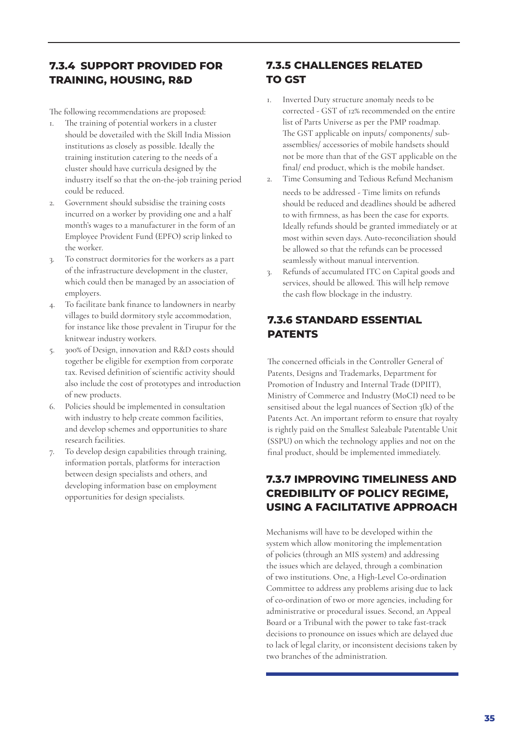### 7.3.4 SUPPORT PROVIDED FOR TRAINING, HOUSING, R&D

The following recommendations are proposed:

1. The training of potential workers in a cluster should be dovetailed with the Skill India Mission institutions as closely as possible. Ideally the training institution catering to the needs of a cluster should have curricula designed by the industry itself so that the on-the-job training period could be reduced.
2. Government should subsidise the training costs incurred on a worker by providing one and a half month's wages to a manufacturer in the form of an Employee Provident Fund (EPFO) scrip linked to the worker.
3. To construct dormitories for the workers as a part of the infrastructure development in the cluster, which could then be managed by an association of employers.
4. To facilitate bank finance to landowners in nearby villages to build dormitory style accommodation, for instance like those prevalent in Tirupur for the knitwear industry workers.
5. 300% of Design, innovation and R&D costs should together be eligible for exemption from corporate tax. Revised definition of scientific activity should also include the cost of prototypes and introduction of new products.
6. Policies should be implemented in consultation with industry to help create common facilities, and develop schemes and opportunities to share research facilities.
7. To develop design capabilities through training, information portals, platforms for interaction between design specialists and others, and developing information base on employment opportunities for design specialists.

### 7.3.5 CHALLENGES RELATED TO GST

1. Inverted Duty structure anomaly needs to be corrected - GST of 12% recommended on the entire list of Parts Universe as per the PMP roadmap. The GST applicable on inputs/ components/ sub-assemblies/ accessories of mobile handsets should not be more than that of the GST applicable on the final/ end product, which is the mobile handset.
2. Time Consuming and Tedious Refund Mechanism needs to be addressed - Time limits on refunds should be reduced and deadlines should be adhered to with firmness, as has been the case for exports. Ideally refunds should be granted immediately or at most within seven days. Auto-reconciliation should be allowed so that the refunds can be processed seamlessly without manual intervention.
3. Refunds of accumulated ITC on Capital goods and services, should be allowed. This will help remove the cash flow blockage in the industry.

### 7.3.6 STANDARD ESSENTIAL PATENTS

The concerned officials in the Controller General of Patents, Designs and Trademarks, Department for Promotion of Industry and Internal Trade (DPIIT), Ministry of Commerce and Industry (MoCI) need to be sensitised about the legal nuances of Section 3(k) of the Patents Act. An important reform to ensure that royalty is rightly paid on the Smallest Saleabale Patentable Unit (SSPU) on which the technology applies and not on the final product, should be implemented immediately.

### 7.3.7 IMPROVING TIMELINESS AND CREDIBILITY OF POLICY REGIME, USING A FACILITATIVE APPROACH

Mechanisms will have to be developed within the system which allow monitoring the implementation of policies (through an MIS system) and addressing the issues which are delayed, through a combination of two institutions. One, a High-Level Co-ordination Committee to address any problems arising due to lack of co-ordination of two or more agencies, including for administrative or procedural issues. Second, an Appeal Board or a Tribunal with the power to take fast-track decisions to pronounce on issues which are delayed due to lack of legal clarity, or inconsistent decisions taken by two branches of the administration.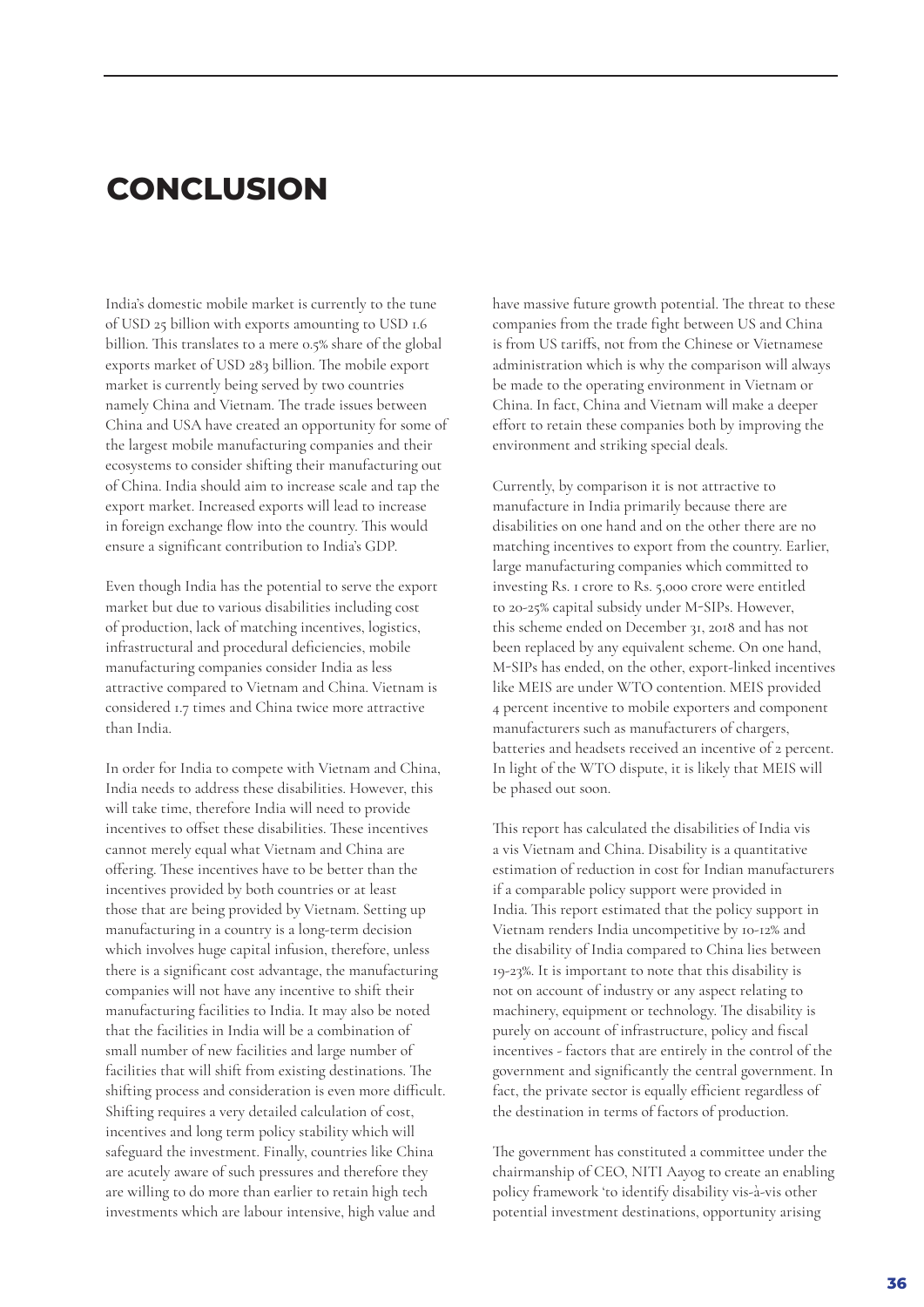# CONCLUSION

India's domestic mobile market is currently to the tune of USD 25 billion with exports amounting to USD 1.6 billion. This translates to a mere 0.5% share of the global exports market of USD 283 billion. The mobile export market is currently being served by two countries namely China and Vietnam. The trade issues between China and USA have created an opportunity for some of the largest mobile manufacturing companies and their ecosystems to consider shifting their manufacturing out of China. India should aim to increase scale and tap the export market. Increased exports will lead to increase in foreign exchange flow into the country. This would ensure a significant contribution to India's GDP.

Even though India has the potential to serve the export market but due to various disabilities including cost of production, lack of matching incentives, logistics, infrastructural and procedural deficiencies, mobile manufacturing companies consider India as less attractive compared to Vietnam and China. Vietnam is considered 1.7 times and China twice more attractive than India.

In order for India to compete with Vietnam and China, India needs to address these disabilities. However, this will take time, therefore India will need to provide incentives to offset these disabilities. These incentives cannot merely equal what Vietnam and China are offering. These incentives have to be better than the incentives provided by both countries or at least those that are being provided by Vietnam. Setting up manufacturing in a country is a long-term decision which involves huge capital infusion, therefore, unless there is a significant cost advantage, the manufacturing companies will not have any incentive to shift their manufacturing facilities to India. It may also be noted that the facilities in India will be a combination of small number of new facilities and large number of facilities that will shift from existing destinations. The shifting process and consideration is even more difficult. Shifting requires a very detailed calculation of cost, incentives and long term policy stability which will safeguard the investment. Finally, countries like China are acutely aware of such pressures and therefore they are willing to do more than earlier to retain high tech investments which are labour intensive, high value and have massive future growth potential. The threat to these companies from the trade fight between US and China is from US tariffs, not from the Chinese or Vietnamese administration which is why the comparison will always be made to the operating environment in Vietnam or China. In fact, China and Vietnam will make a deeper effort to retain these companies both by improving the environment and striking special deals.

Currently, by comparison it is not attractive to manufacture in India primarily because there are disabilities on one hand and on the other there are no matching incentives to export from the country. Earlier, large manufacturing companies which committed to investing Rs. 1 crore to Rs. 5,000 crore were entitled to 20-25% capital subsidy under M-SIPs. However, this scheme ended on December 31, 2018 and has not been replaced by any equivalent scheme. On one hand, M-SIPs has ended, on the other, export-linked incentives like MEIS are under WTO contention. MEIS provided 4 percent incentive to mobile exporters and component manufacturers such as manufacturers of chargers, batteries and headsets received an incentive of 2 percent. In light of the WTO dispute, it is likely that MEIS will be phased out soon.

This report has calculated the disabilities of India vis a vis Vietnam and China. Disability is a quantitative estimation of reduction in cost for Indian manufacturers if a comparable policy support were provided in India. This report estimated that the policy support in Vietnam renders India uncompetitive by 10-12% and the disability of India compared to China lies between 19-23%. It is important to note that this disability is not on account of industry or any aspect relating to machinery, equipment or technology. The disability is purely on account of infrastructure, policy and fiscal incentives - factors that are entirely in the control of the government and significantly the central government. In fact, the private sector is equally efficient regardless of the destination in terms of factors of production.

The government has constituted a committee under the chairmanship of CEO, NITI Aayog to create an enabling policy framework 'to identify disability vis-à-vis other potential investment destinations, opportunity arising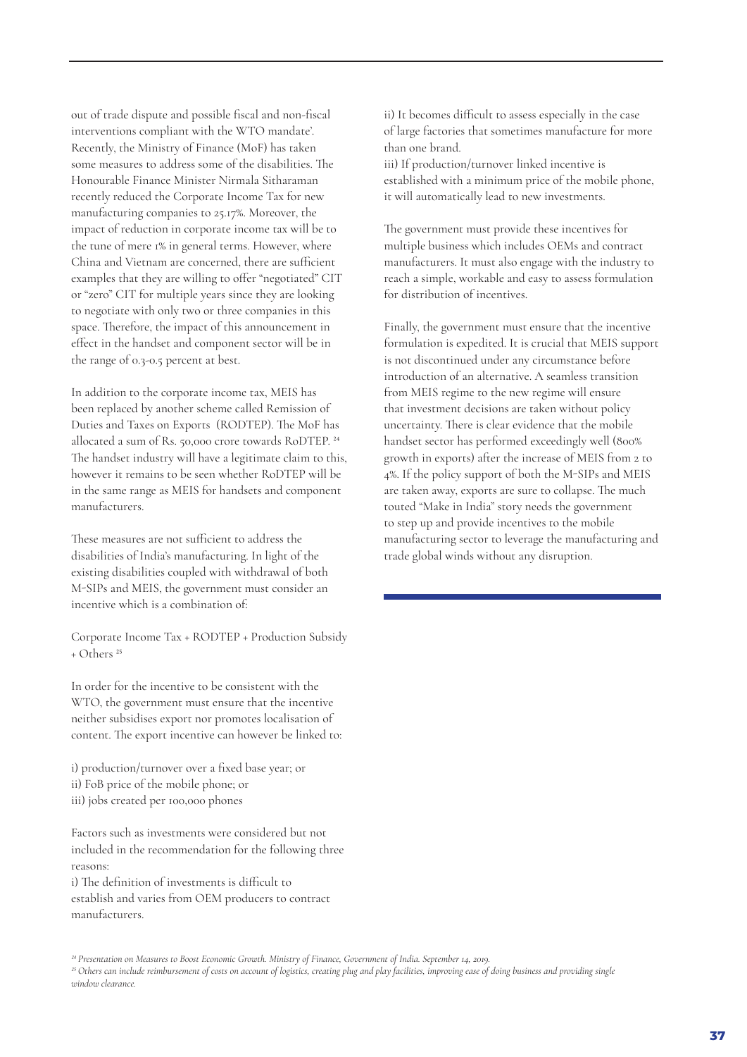out of trade dispute and possible fiscal and non-fiscal interventions compliant with the WTO mandate'. Recently, the Ministry of Finance (MoF) has taken some measures to address some of the disabilities. The Honourable Finance Minister Nirmala Sitharaman recently reduced the Corporate Income Tax for new manufacturing companies to 25.17%. Moreover, the impact of reduction in corporate income tax will be to the tune of mere 1% in general terms. However, where China and Vietnam are concerned, there are sufficient examples that they are willing to offer "negotiated" CIT or "zero" CIT for multiple years since they are looking to negotiate with only two or three companies in this space. Therefore, the impact of this announcement in effect in the handset and component sector will be in the range of 0.3-0.5 percent at best.

In addition to the corporate income tax, MEIS has been replaced by another scheme called Remission of Duties and Taxes on Exports (RODTEP). The MoF has allocated a sum of Rs. 50,000 crore towards RoDTEP. [24] The handset industry will have a legitimate claim to this, however it remains to be seen whether RoDTEP will be in the same range as MEIS for handsets and component manufacturers.

These measures are not sufficient to address the disabilities of India's manufacturing. In light of the existing disabilities coupled with withdrawal of both M-SIPs and MEIS, the government must consider an incentive which is a combination of:

Corporate Income Tax + RODTEP + Production Subsidy + Others [25]

In order for the incentive to be consistent with the WTO, the government must ensure that the incentive neither subsidises export nor promotes localisation of content. The export incentive can however be linked to:

i) production/turnover over a fixed base year; or
ii) FoB price of the mobile phone; or
iii) jobs created per 100,000 phones

Factors such as investments were considered but not included in the recommendation for the following three reasons:
i) The definition of investments is difficult to establish and varies from OEM producers to contract manufacturers.
ii) It becomes difficult to assess especially in the case of large factories that sometimes manufacture for more than one brand.
iii) If production/turnover linked incentive is established with a minimum price of the mobile phone, it will automatically lead to new investments.

The government must provide these incentives for multiple business which includes OEMs and contract manufacturers. It must also engage with the industry to reach a simple, workable and easy to assess formulation for distribution of incentives.

Finally, the government must ensure that the incentive formulation is expedited. It is crucial that MEIS support is not discontinued under any circumstance before introduction of an alternative. A seamless transition from MEIS regime to the new regime will ensure that investment decisions are taken without policy uncertainty. There is clear evidence that the mobile handset sector has performed exceedingly well (800% growth in exports) after the increase of MEIS from 2 to 4%. If the policy support of both the M-SIPs and MEIS are taken away, exports are sure to collapse. The much touted "Make in India" story needs the government to step up and provide incentives to the mobile manufacturing sector to leverage the manufacturing and trade global winds without any disruption.

---

*[24] Presentation on Measures to Boost Economic Growth. Ministry of Finance, Government of India. September 14, 2019.*

*[25] Others can include reimbursement of costs on account of logistics, creating plug and play facilities, improving ease of doing business and providing single window clearance.*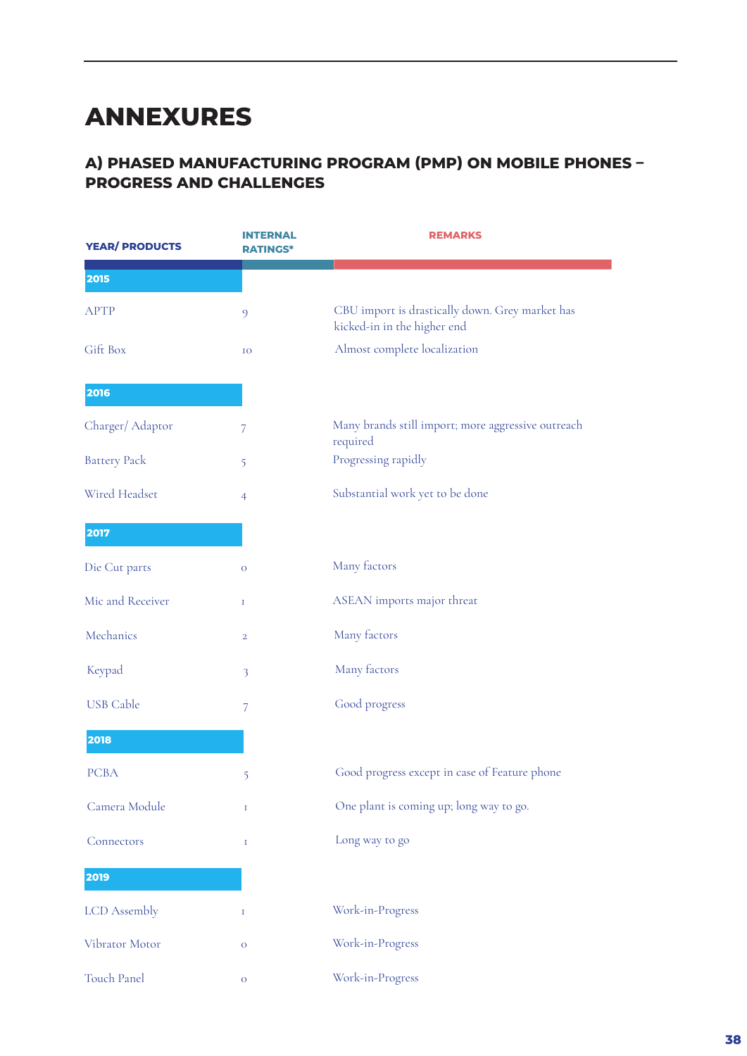# ANNEXURES

## A) PHASED MANUFACTURING PROGRAM (PMP) ON MOBILE PHONES – PROGRESS AND CHALLENGES

| YEAR/ PRODUCTS | INTERNAL RATINGS* | REMARKS |
|---|---|---|
| **2015** | | |
| APTP | 9 | CBU import is drastically down. Grey market has kicked-in in the higher end |
| Gift Box | 10 | Almost complete localization |
| **2016** | | |
| Charger/ Adaptor | 7 | Many brands still import; more aggressive outreach required |
| Battery Pack | 5 | Progressing rapidly |
| Wired Headset | 4 | Substantial work yet to be done |
| **2017** | | |
| Die Cut parts | 0 | Many factors |
| Mic and Receiver | 1 | ASEAN imports major threat |
| Mechanics | 2 | Many factors |
| Keypad | 3 | Many factors |
| USB Cable | 7 | Good progress |
| **2018** | | |
| PCBA | 5 | Good progress except in case of Feature phone |
| Camera Module | 1 | One plant is coming up; long way to go. |
| Connectors | 1 | Long way to go |
| **2019** | | |
| LCD Assembly | 1 | Work-in-Progress |
| Vibrator Motor | 0 | Work-in-Progress |
| Touch Panel | 0 | Work-in-Progress |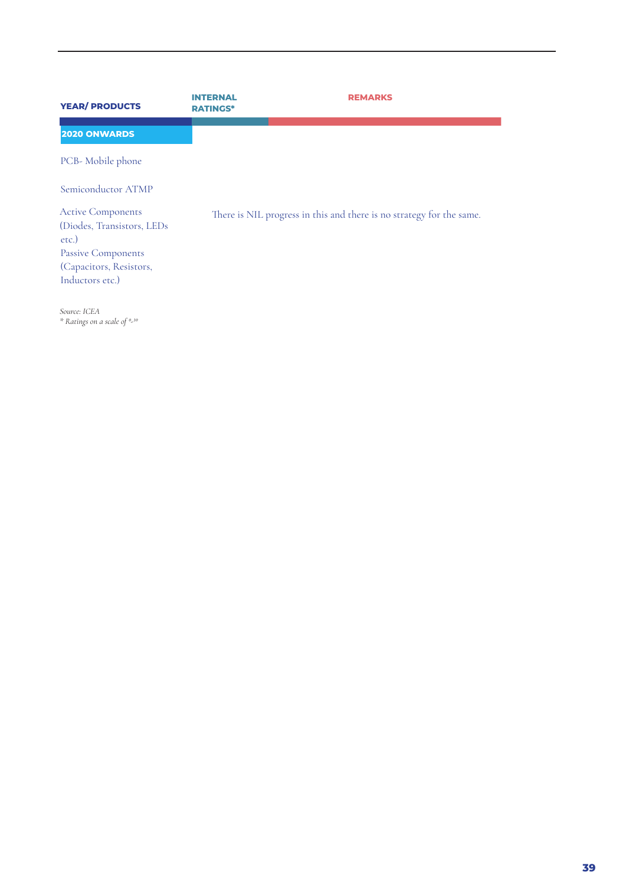| YEAR/ PRODUCTS | INTERNAL RATINGS* | REMARKS |
|---|---|---|
| **2020 ONWARDS** | | |
| PCB- Mobile phone | | |
| Semiconductor ATMP | | |
| Active Components (Diodes, Transistors, LEDs etc.) Passive Components (Capacitors, Resistors, Inductors etc.) | | There is NIL progress in this and there is no strategy for the same. |

*Source: ICEA*
*\* Ratings on a scale of 0-10*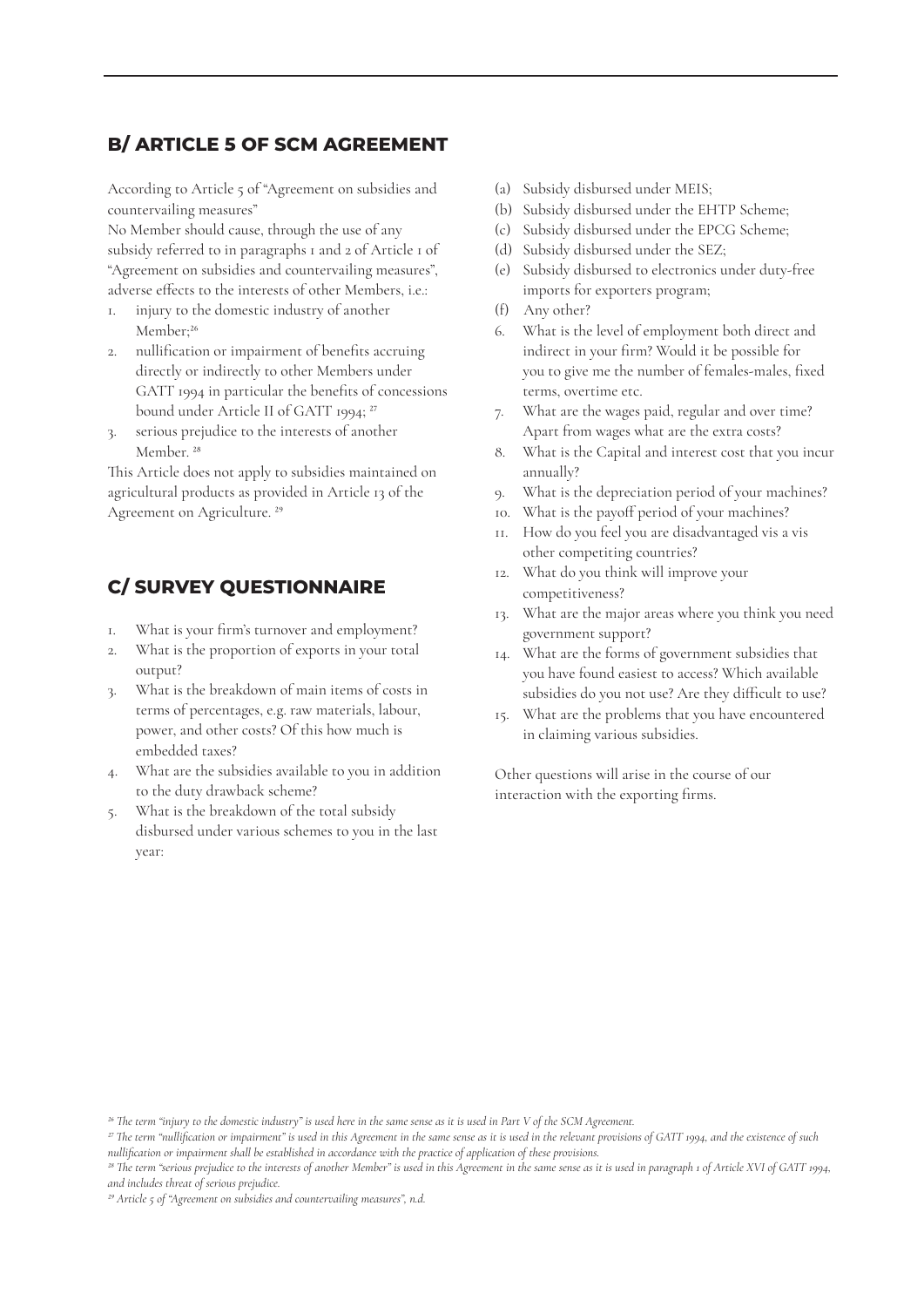## B/ ARTICLE 5 OF SCM AGREEMENT

According to Article 5 of "Agreement on subsidies and countervailing measures"

No Member should cause, through the use of any subsidy referred to in paragraphs 1 and 2 of Article 1 of "Agreement on subsidies and countervailing measures", adverse effects to the interests of other Members, i.e.:

1. injury to the domestic industry of another Member;[26]
2. nullification or impairment of benefits accruing directly or indirectly to other Members under GATT 1994 in particular the benefits of concessions bound under Article II of GATT 1994; [27]
3. serious prejudice to the interests of another Member. [28]

This Article does not apply to subsidies maintained on agricultural products as provided in Article 13 of the Agreement on Agriculture. [29]

## C/ SURVEY QUESTIONNAIRE

1. What is your firm's turnover and employment?
2. What is the proportion of exports in your total output?
3. What is the breakdown of main items of costs in terms of percentages, e.g. raw materials, labour, power, and other costs? Of this how much is embedded taxes?
4. What are the subsidies available to you in addition to the duty drawback scheme?
5. What is the breakdown of the total subsidy disbursed under various schemes to you in the last year:
   - (a) Subsidy disbursed under MEIS;
   - (b) Subsidy disbursed under the EHTP Scheme;
   - (c) Subsidy disbursed under the EPCG Scheme;
   - (d) Subsidy disbursed under the SEZ;
   - (e) Subsidy disbursed to electronics under duty-free imports for exporters program;
   - (f) Any other?
6. What is the level of employment both direct and indirect in your firm? Would it be possible for you to give me the number of females-males, fixed terms, overtime etc.
7. What are the wages paid, regular and over time? Apart from wages what are the extra costs?
8. What is the Capital and interest cost that you incur annually?
9. What is the depreciation period of your machines?
10. What is the payoff period of your machines?
11. How do you feel you are disadvantaged vis a vis other competiting countries?
12. What do you think will improve your competitiveness?
13. What are the major areas where you think you need government support?
14. What are the forms of government subsidies that you have found easiest to access? Which available subsidies do you not use? Are they difficult to use?
15. What are the problems that you have encountered in claiming various subsidies.

Other questions will arise in the course of our interaction with the exporting firms.

---

*[26] The term "injury to the domestic industry" is used here in the same sense as it is used in Part V of the SCM Agreement.*

*[27] The term "nullification or impairment" is used in this Agreement in the same sense as it is used in the relevant provisions of GATT 1994, and the existence of such nullification or impairment shall be established in accordance with the practice of application of these provisions.*

*[28] The term "serious prejudice to the interests of another Member" is used in this Agreement in the same sense as it is used in paragraph 1 of Article XVI of GATT 1994, and includes threat of serious prejudice.*

*[29] Article 5 of "Agreement on subsidies and countervailing measures", n.d.*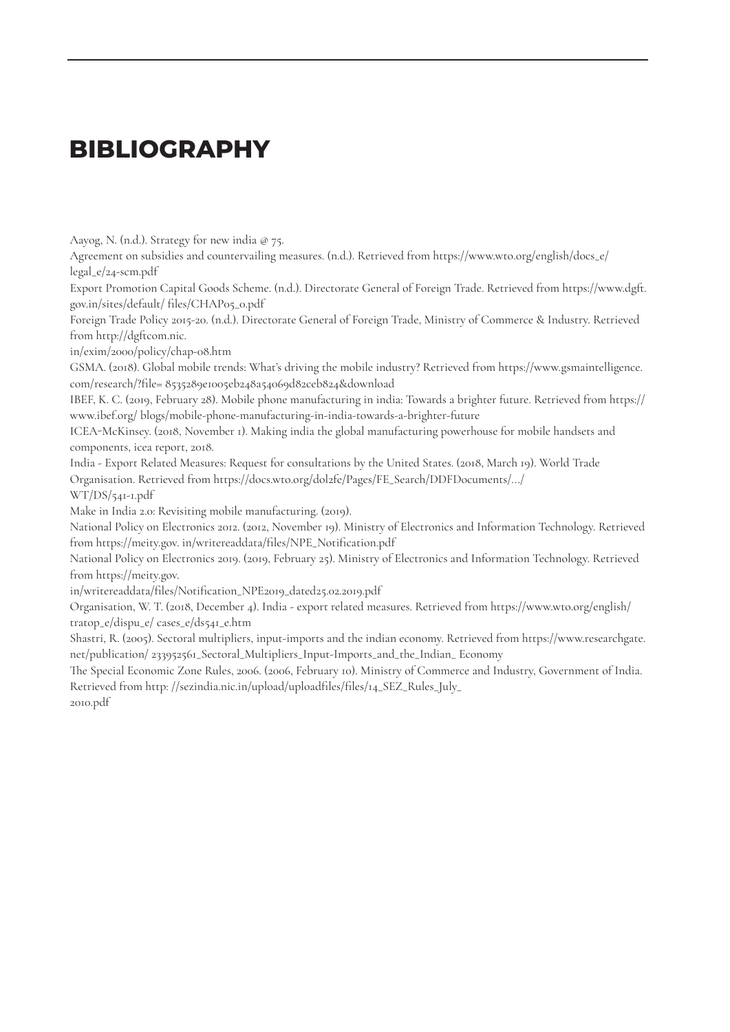# BIBLIOGRAPHY

Aayog, N. (n.d.). Strategy for new india @ 75.

Agreement on subsidies and countervailing measures. (n.d.). Retrieved from https://www.wto.org/english/docs_e/legal_e/24-scm.pdf

Export Promotion Capital Goods Scheme. (n.d.). Directorate General of Foreign Trade. Retrieved from https://www.dgft.gov.in/sites/default/ files/CHAP05_0.pdf

Foreign Trade Policy 2015-20. (n.d.). Directorate General of Foreign Trade, Ministry of Commerce & Industry. Retrieved from http://dgftcom.nic.
in/exim/2000/policy/chap-08.htm

GSMA. (2018). Global mobile trends: What's driving the mobile industry? Retrieved from https://www.gsmaintelligence.com/research/?file= 8535289e1005eb248a54069d82ceb824&download

IBEF, K. C. (2019, February 28). Mobile phone manufacturing in india: Towards a brighter future. Retrieved from https://www.ibef.org/ blogs/mobile-phone-manufacturing-in-india-towards-a-brighter-future

ICEA-McKinsey. (2018, November 1). Making india the global manufacturing powerhouse for mobile handsets and components, icea report, 2018.

India - Export Related Measures: Request for consultations by the United States. (2018, March 19). World Trade Organisation. Retrieved from https://docs.wto.org/dol2fe/Pages/FE_Search/DDFDocuments/.../
WT/DS/541-1.pdf

Make in India 2.0: Revisiting mobile manufacturing. (2019).

National Policy on Electronics 2012. (2012, November 19). Ministry of Electronics and Information Technology. Retrieved from https://meity.gov. in/writereaddata/files/NPE_Notification.pdf

National Policy on Electronics 2019. (2019, February 25). Ministry of Electronics and Information Technology. Retrieved from https://meity.gov.
in/writereaddata/files/Notification_NPE2019_dated25.02.2019.pdf

Organisation, W. T. (2018, December 4). India - export related measures. Retrieved from https://www.wto.org/english/tratop_e/dispu_e/ cases_e/ds541_e.htm

Shastri, R. (2005). Sectoral multipliers, input-imports and the indian economy. Retrieved from https://www.researchgate.net/publication/ 233952561_Sectoral_Multipliers_Input-Imports_and_the_Indian_ Economy

The Special Economic Zone Rules, 2006. (2006, February 10). Ministry of Commerce and Industry, Government of India. Retrieved from http: //sezindia.nic.in/upload/uploadfiles/files/14_SEZ_Rules_July_
2010.pdf